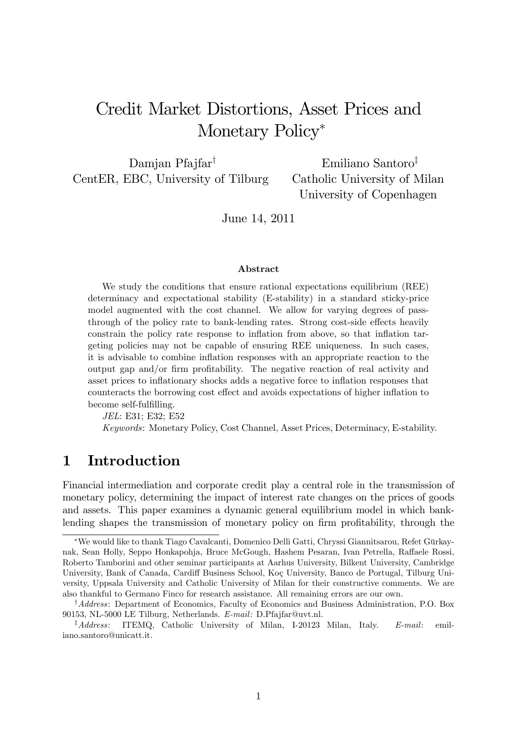// Credit Market Distortions, Asset Prices and Monetary Policy[*]

Damjan Pfajfar[†]
CentER, EBC, University of Tilburg

Emiliano Santoro[‡]
Catholic University of Milan
University of Copenhagen

June 14, 2011

### Abstract

We study the conditions that ensure rational expectations equilibrium (REE) determinacy and expectational stability (E-stability) in a standard sticky-price model augmented with the cost channel. We allow for varying degrees of pass-through of the policy rate to bank-lending rates. Strong cost-side effects heavily constrain the policy rate response to inflation from above, so that inflation targeting policies may not be capable of ensuring REE uniqueness. In such cases, it is advisable to combine inflation responses with an appropriate reaction to the output gap and/or firm profitability. The negative reaction of real activity and asset prices to inflationary shocks adds a negative force to inflation responses that counteracts the borrowing cost effect and avoids expectations of higher inflation to become self-fulfilling.

*JEL*: E31; E32; E52

*Keywords*: Monetary Policy, Cost Channel, Asset Prices, Determinacy, E-stability.

## 1 Introduction

Financial intermediation and corporate credit play a central role in the transmission of monetary policy, determining the impact of interest rate changes on the prices of goods and assets. This paper examines a dynamic general equilibrium model in which bank-lending shapes the transmission of monetary policy on firm profitability, through the

---

[*] We would like to thank Tiago Cavalcanti, Domenico Delli Gatti, Chryssi Giannitsarou, Refet Gürkaynak, Sean Holly, Seppo Honkapohja, Bruce McGough, Hashem Pesaran, Ivan Petrella, Raffaele Rossi, Roberto Tamborini and other seminar participants at Aarhus University, Bilkent University, Cambridge University, Bank of Canada, Cardiff Business School, Koç University, Banco de Portugal, Tilburg University, Uppsala University and Catholic University of Milan for their constructive comments. We are also thankful to Germano Finco for research assistance. All remaining errors are our own.

[†] *Address*: Department of Economics, Faculty of Economics and Business Administration, P.O. Box 90153, NL-5000 LE Tilburg, Netherlands. *E-mail*: D.Pfajfar@uvt.nl.

[‡] *Address*: ITEMQ, Catholic University of Milan, I-20123 Milan, Italy. *E-mail*: emiliano.santoro@unicatt.it.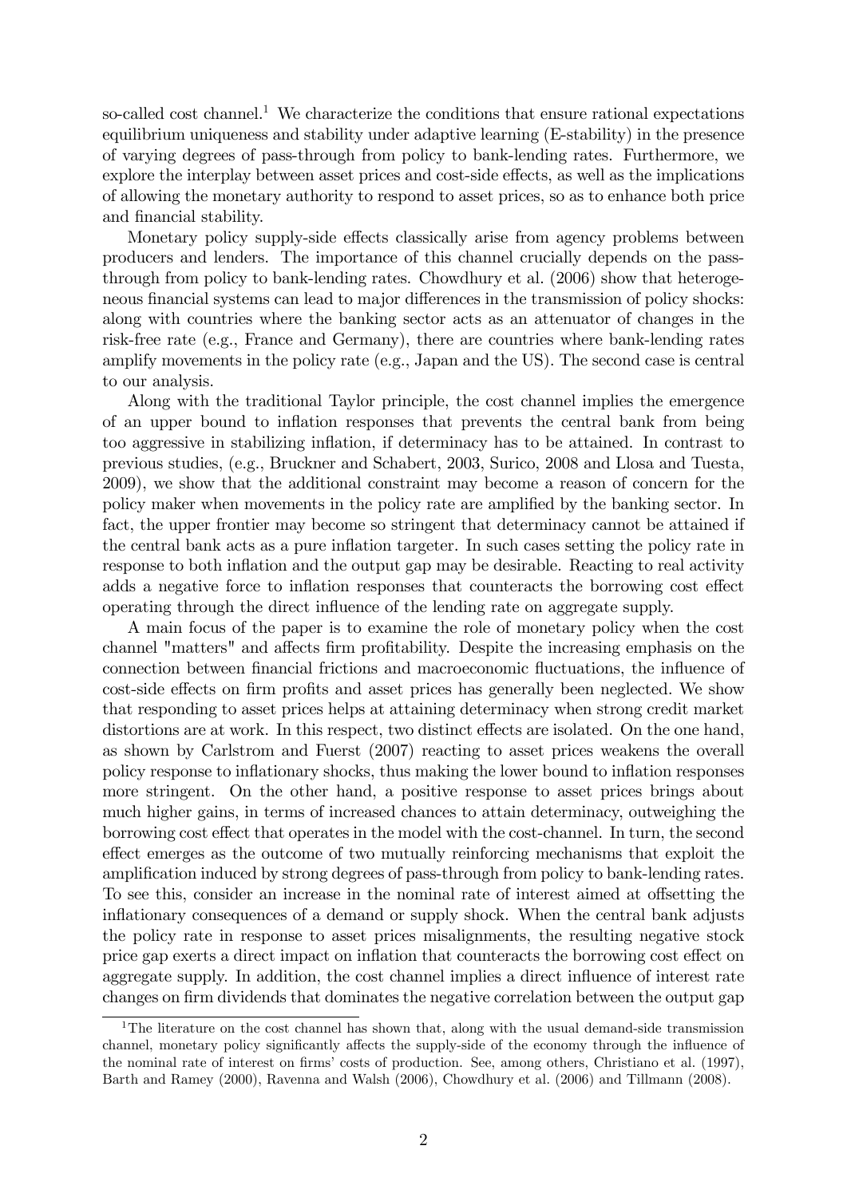so-called cost channel.[1] We characterize the conditions that ensure rational expectations equilibrium uniqueness and stability under adaptive learning (E-stability) in the presence of varying degrees of pass-through from policy to bank-lending rates. Furthermore, we explore the interplay between asset prices and cost-side effects, as well as the implications of allowing the monetary authority to respond to asset prices, so as to enhance both price and financial stability.

Monetary policy supply-side effects classically arise from agency problems between producers and lenders. The importance of this channel crucially depends on the pass-through from policy to bank-lending rates. Chowdhury et al. (2006) show that heterogeneous financial systems can lead to major differences in the transmission of policy shocks: along with countries where the banking sector acts as an attenuator of changes in the risk-free rate (e.g., France and Germany), there are countries where bank-lending rates amplify movements in the policy rate (e.g., Japan and the US). The second case is central to our analysis.

Along with the traditional Taylor principle, the cost channel implies the emergence of an upper bound to inflation responses that prevents the central bank from being too aggressive in stabilizing inflation, if determinacy has to be attained. In contrast to previous studies, (e.g., Bruckner and Schabert, 2003, Surico, 2008 and Llosa and Tuesta, 2009), we show that the additional constraint may become a reason of concern for the policy maker when movements in the policy rate are amplified by the banking sector. In fact, the upper frontier may become so stringent that determinacy cannot be attained if the central bank acts as a pure inflation targeter. In such cases setting the policy rate in response to both inflation and the output gap may be desirable. Reacting to real activity adds a negative force to inflation responses that counteracts the borrowing cost effect operating through the direct influence of the lending rate on aggregate supply.

A main focus of the paper is to examine the role of monetary policy when the cost channel "matters" and affects firm profitability. Despite the increasing emphasis on the connection between financial frictions and macroeconomic fluctuations, the influence of cost-side effects on firm profits and asset prices has generally been neglected. We show that responding to asset prices helps at attaining determinacy when strong credit market distortions are at work. In this respect, two distinct effects are isolated. On the one hand, as shown by Carlstrom and Fuerst (2007) reacting to asset prices weakens the overall policy response to inflationary shocks, thus making the lower bound to inflation responses more stringent. On the other hand, a positive response to asset prices brings about much higher gains, in terms of increased chances to attain determinacy, outweighing the borrowing cost effect that operates in the model with the cost-channel. In turn, the second effect emerges as the outcome of two mutually reinforcing mechanisms that exploit the amplification induced by strong degrees of pass-through from policy to bank-lending rates. To see this, consider an increase in the nominal rate of interest aimed at offsetting the inflationary consequences of a demand or supply shock. When the central bank adjusts the policy rate in response to asset prices misalignments, the resulting negative stock price gap exerts a direct impact on inflation that counteracts the borrowing cost effect on aggregate supply. In addition, the cost channel implies a direct influence of interest rate changes on firm dividends that dominates the negative correlation between the output gap

[1] The literature on the cost channel has shown that, along with the usual demand-side transmission channel, monetary policy significantly affects the supply-side of the economy through the influence of the nominal rate of interest on firms' costs of production. See, among others, Christiano et al. (1997), Barth and Ramey (2000), Ravenna and Walsh (2006), Chowdhury et al. (2006) and Tillmann (2008).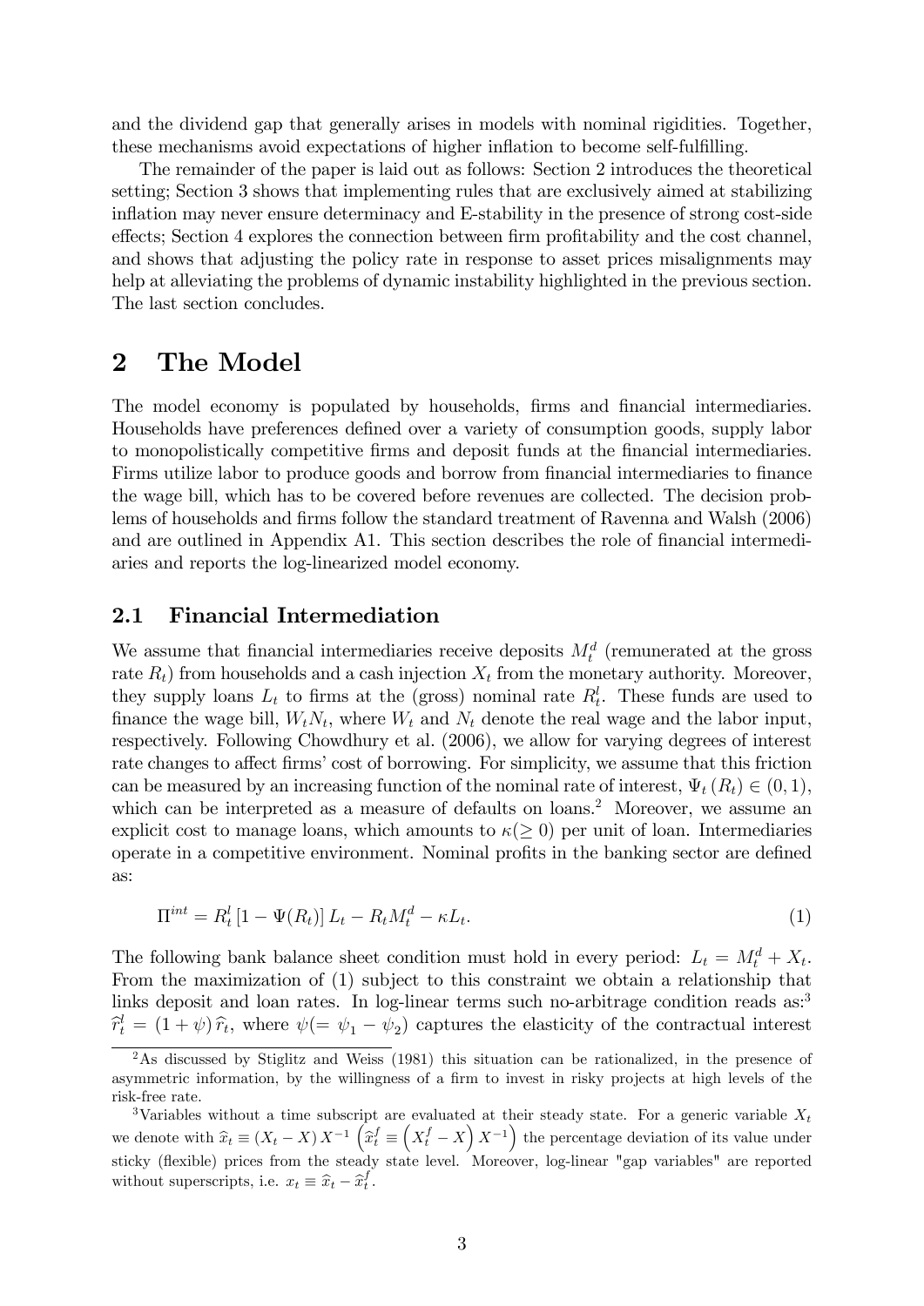and the dividend gap that generally arises in models with nominal rigidities. Together, these mechanisms avoid expectations of higher inflation to become self-fulfilling.

The remainder of the paper is laid out as follows: Section 2 introduces the theoretical setting; Section 3 shows that implementing rules that are exclusively aimed at stabilizing inflation may never ensure determinacy and E-stability in the presence of strong cost-side effects; Section 4 explores the connection between firm profitability and the cost channel, and shows that adjusting the policy rate in response to asset prices misalignments may help at alleviating the problems of dynamic instability highlighted in the previous section. The last section concludes.

# 2 The Model

The model economy is populated by households, firms and financial intermediaries. Households have preferences defined over a variety of consumption goods, supply labor to monopolistically competitive firms and deposit funds at the financial intermediaries. Firms utilize labor to produce goods and borrow from financial intermediaries to finance the wage bill, which has to be covered before revenues are collected. The decision problems of households and firms follow the standard treatment of Ravenna and Walsh (2006) and are outlined in Appendix A1. This section describes the role of financial intermediaries and reports the log-linearized model economy.

## 2.1 Financial Intermediation

We assume that financial intermediaries receive deposits $M_t^d$ (remunerated at the gross rate $R_t$) from households and a cash injection $X_t$ from the monetary authority. Moreover, they supply loans $L_t$ to firms at the (gross) nominal rate $R_t^l$. These funds are used to finance the wage bill, $W_t N_t$, where $W_t$ and $N_t$ denote the real wage and the labor input, respectively. Following Chowdhury et al. (2006), we allow for varying degrees of interest rate changes to affect firms' cost of borrowing. For simplicity, we assume that this friction can be measured by an increasing function of the nominal rate of interest, $\Psi_t(R_t) \in (0, 1)$, which can be interpreted as a measure of defaults on loans.[2] Moreover, we assume an explicit cost to manage loans, which amounts to $\kappa(\geq 0)$ per unit of loan. Intermediaries operate in a competitive environment. Nominal profits in the banking sector are defined as:

$$\Pi^{int} = R_t^l \left[1 - \Psi(R_t)\right] L_t - R_t M_t^d - \kappa L_t. \tag{1}$$

The following bank balance sheet condition must hold in every period: $L_t = M_t^d + X_t$. From the maximization of (1) subject to this constraint we obtain a relationship that links deposit and loan rates. In log-linear terms such no-arbitrage condition reads as:[3] $\widehat{r}_t^l = (1 + \psi)\,\widehat{r}_t$, where $\psi (= \psi_1 - \psi_2)$ captures the elasticity of the contractual interest

[2] As discussed by Stiglitz and Weiss (1981) this situation can be rationalized, in the presence of asymmetric information, by the willingness of a firm to invest in risky projects at high levels of the risk-free rate.

[3] Variables without a time subscript are evaluated at their steady state. For a generic variable $X_t$ we denote with $\widehat{x}_t \equiv (X_t - X)\,X^{-1}$ $\left(\widehat{x}_t^f \equiv \left(X_t^f - X\right) X^{-1}\right)$ the percentage deviation of its value under sticky (flexible) prices from the steady state level. Moreover, log-linear "gap variables" are reported without superscripts, i.e. $x_t \equiv \widehat{x}_t - \widehat{x}_t^f$.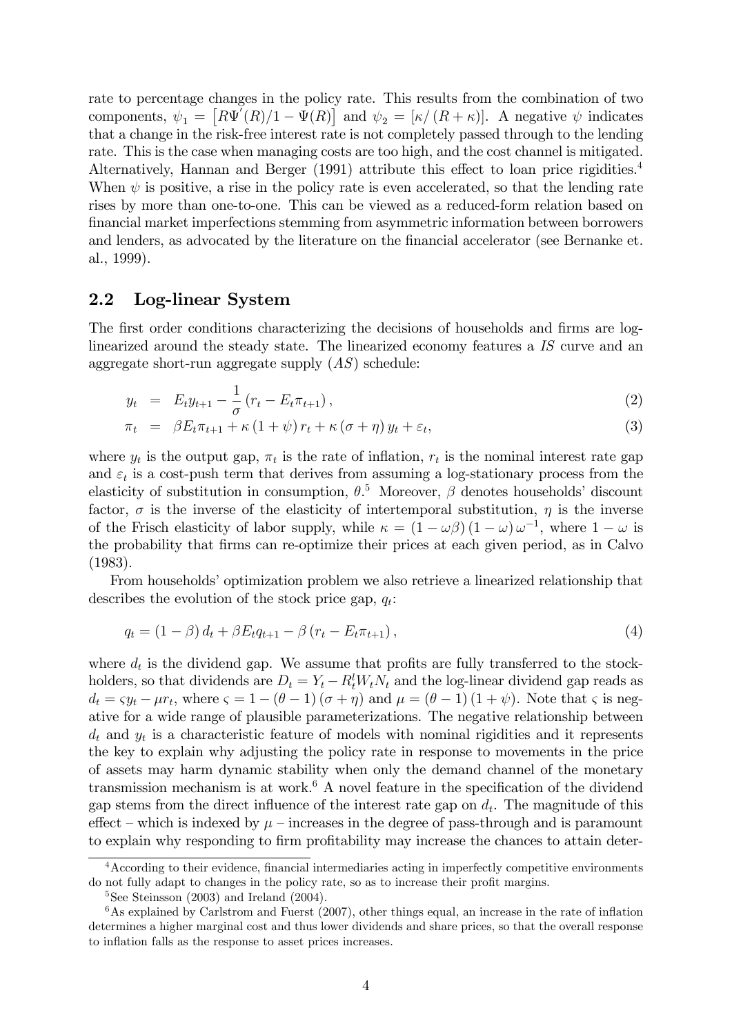rate to percentage changes in the policy rate. This results from the combination of two components, $\psi_1 = \left[R\Psi^{'}(R)/1 - \Psi(R)\right]$ and $\psi_2 = \left[\kappa/(R + \kappa)\right]$. A negative $\psi$ indicates that a change in the risk-free interest rate is not completely passed through to the lending rate. This is the case when managing costs are too high, and the cost channel is mitigated. Alternatively, Hannan and Berger (1991) attribute this effect to loan price rigidities.[4] When $\psi$ is positive, a rise in the policy rate is even accelerated, so that the lending rate rises by more than one-to-one. This can be viewed as a reduced-form relation based on financial market imperfections stemming from asymmetric information between borrowers and lenders, as advocated by the literature on the financial accelerator (see Bernanke et. al., 1999).

## 2.2 Log-linear System

The first order conditions characterizing the decisions of households and firms are log-linearized around the steady state. The linearized economy features a *IS* curve and an aggregate short-run aggregate supply (*AS*) schedule:

$$y_t = E_t y_{t+1} - \frac{1}{\sigma}\left(r_t - E_t \pi_{t+1}\right), \tag{2}$$

$$\pi_t = \beta E_t \pi_{t+1} + \kappa \left(1 + \psi\right) r_t + \kappa \left(\sigma + \eta\right) y_t + \varepsilon_t, \tag{3}$$

where $y_t$ is the output gap, $\pi_t$ is the rate of inflation, $r_t$ is the nominal interest rate gap and $\varepsilon_t$ is a cost-push term that derives from assuming a log-stationary process from the elasticity of substitution in consumption, $\theta$.[5] Moreover, $\beta$ denotes households' discount factor, $\sigma$ is the inverse of the elasticity of intertemporal substitution, $\eta$ is the inverse of the Frisch elasticity of labor supply, while $\kappa = (1 - \omega\beta)(1 - \omega)\omega^{-1}$, where $1 - \omega$ is the probability that firms can re-optimize their prices at each given period, as in Calvo (1983).

From households' optimization problem we also retrieve a linearized relationship that describes the evolution of the stock price gap, $q_t$:

$$q_t = (1 - \beta) d_t + \beta E_t q_{t+1} - \beta \left(r_t - E_t \pi_{t+1}\right), \tag{4}$$

where $d_t$ is the dividend gap. We assume that profits are fully transferred to the stockholders, so that dividends are $D_t = Y_t - R_t^l W_t N_t$ and the log-linear dividend gap reads as $d_t = \varsigma y_t - \mu r_t$, where $\varsigma = 1 - (\theta - 1)(\sigma + \eta)$ and $\mu = (\theta - 1)(1 + \psi)$. Note that $\varsigma$ is negative for a wide range of plausible parameterizations. The negative relationship between $d_t$ and $y_t$ is a characteristic feature of models with nominal rigidities and it represents the key to explain why adjusting the policy rate in response to movements in the price of assets may harm dynamic stability when only the demand channel of the monetary transmission mechanism is at work.[6] A novel feature in the specification of the dividend gap stems from the direct influence of the interest rate gap on $d_t$. The magnitude of this effect – which is indexed by $\mu$ – increases in the degree of pass-through and is paramount to explain why responding to firm profitability may increase the chances to attain deter-

---

[4] According to their evidence, financial intermediaries acting in imperfectly competitive environments do not fully adapt to changes in the policy rate, so as to increase their profit margins.

[5] See Steinsson (2003) and Ireland (2004).

[6] As explained by Carlstrom and Fuerst (2007), other things equal, an increase in the rate of inflation determines a higher marginal cost and thus lower dividends and share prices, so that the overall response to inflation falls as the response to asset prices increases.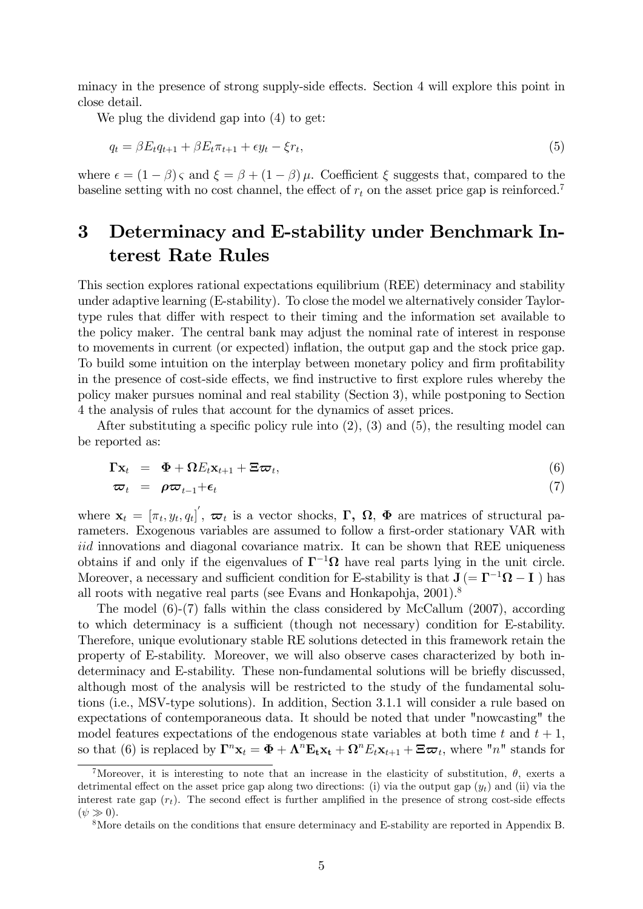minacy in the presence of strong supply-side effects. Section 4 will explore this point in close detail.

We plug the dividend gap into (4) to get:

$$q_t = \beta E_t q_{t+1} + \beta E_t \pi_{t+1} + \epsilon y_t - \xi r_t, \tag{5}$$

where $\epsilon = (1-\beta)\varsigma$ and $\xi = \beta + (1-\beta)\mu$. Coefficient $\xi$ suggests that, compared to the baseline setting with no cost channel, the effect of $r_t$ on the asset price gap is reinforced.[7]

# 3 Determinacy and E-stability under Benchmark Interest Rate Rules

This section explores rational expectations equilibrium (REE) determinacy and stability under adaptive learning (E-stability). To close the model we alternatively consider Taylor-type rules that differ with respect to their timing and the information set available to the policy maker. The central bank may adjust the nominal rate of interest in response to movements in current (or expected) inflation, the output gap and the stock price gap. To build some intuition on the interplay between monetary policy and firm profitability in the presence of cost-side effects, we find instructive to first explore rules whereby the policy maker pursues nominal and real stability (Section 3), while postponing to Section 4 the analysis of rules that account for the dynamics of asset prices.

After substituting a specific policy rule into (2), (3) and (5), the resulting model can be reported as:

$$\mathbf{\Gamma x}_t = \mathbf{\Phi} + \mathbf{\Omega} E_t \mathbf{x}_{t+1} + \mathbf{\Xi} \boldsymbol{\varpi}_t, \tag{6}$$

$$\boldsymbol{\varpi}_t = \boldsymbol{\rho} \boldsymbol{\varpi}_{t-1} + \boldsymbol{\epsilon}_t \tag{7}$$

where $\mathbf{x}_t = [\pi_t, y_t, q_t]'$, $\boldsymbol{\varpi}_t$ is a vector shocks, $\mathbf{\Gamma}$, $\mathbf{\Omega}$, $\mathbf{\Phi}$ are matrices of structural parameters. Exogenous variables are assumed to follow a first-order stationary VAR with *iid* innovations and diagonal covariance matrix. It can be shown that REE uniqueness obtains if and only if the eigenvalues of $\mathbf{\Gamma}^{-1}\mathbf{\Omega}$ have real parts lying in the unit circle. Moreover, a necessary and sufficient condition for E-stability is that $\mathbf{J}\ (= \mathbf{\Gamma}^{-1}\mathbf{\Omega} - \mathbf{I}\ )$ has all roots with negative real parts (see Evans and Honkapohja, 2001).[8]

The model (6)-(7) falls within the class considered by McCallum (2007), according to which determinacy is a sufficient (though not necessary) condition for E-stability. Therefore, unique evolutionary stable RE solutions detected in this framework retain the property of E-stability. Moreover, we will also observe cases characterized by both indeterminacy and E-stability. These non-fundamental solutions will be briefly discussed, although most of the analysis will be restricted to the study of the fundamental solutions (i.e., MSV-type solutions). In addition, Section 3.1.1 will consider a rule based on expectations of contemporaneous data. It should be noted that under "nowcasting" the model features expectations of the endogenous state variables at both time $t$ and $t+1$, so that (6) is replaced by $\mathbf{\Gamma}^n \mathbf{x}_t = \mathbf{\Phi} + \mathbf{\Lambda}^n \mathbf{E_t x_t} + \mathbf{\Omega}^n E_t \mathbf{x}_{t+1} + \mathbf{\Xi} \boldsymbol{\varpi}_t$, where "$n$" stands for

[7] Moreover, it is interesting to note that an increase in the elasticity of substitution, $\theta$, exerts a detrimental effect on the asset price gap along two directions: (i) via the output gap ($y_t$) and (ii) via the interest rate gap ($r_t$). The second effect is further amplified in the presence of strong cost-side effects ($\psi \gg 0$).

[8] More details on the conditions that ensure determinacy and E-stability are reported in Appendix B.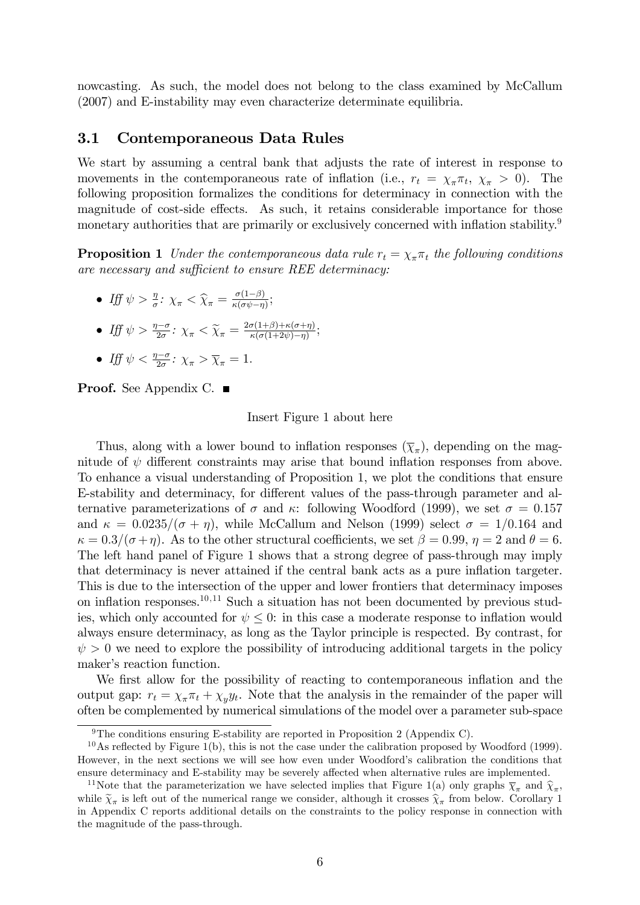nowcasting. As such, the model does not belong to the class examined by McCallum (2007) and E-instability may even characterize determinate equilibria.

### 3.1 Contemporaneous Data Rules

We start by assuming a central bank that adjusts the rate of interest in response to movements in the contemporaneous rate of inflation (i.e., $r_t = \chi_\pi \pi_t$, $\chi_\pi > 0$). The following proposition formalizes the conditions for determinacy in connection with the magnitude of cost-side effects. As such, it retains considerable importance for those monetary authorities that are primarily or exclusively concerned with inflation stability.[9]

**Proposition 1** *Under the contemporaneous data rule $r_t = \chi_\pi \pi_t$ the following conditions are necessary and sufficient to ensure REE determinacy:*

- *Iff $\psi > \frac{\eta}{\sigma}$: $\chi_\pi < \widehat{\chi}_\pi = \frac{\sigma(1-\beta)}{\kappa(\sigma\psi - \eta)}$;*
- *Iff $\psi > \frac{\eta - \sigma}{2\sigma}$: $\chi_\pi < \widetilde{\chi}_\pi = \frac{2\sigma(1+\beta)+\kappa(\sigma+\eta)}{\kappa(\sigma(1+2\psi)-\eta)}$;*
- *Iff $\psi < \frac{\eta - \sigma}{2\sigma}$: $\chi_\pi > \overline{\chi}_\pi = 1$.*

**Proof.** See Appendix C. ∎

Insert Figure 1 about here

Thus, along with a lower bound to inflation responses ($\overline{\chi}_\pi$), depending on the magnitude of $\psi$ different constraints may arise that bound inflation responses from above. To enhance a visual understanding of Proposition 1, we plot the conditions that ensure E-stability and determinacy, for different values of the pass-through parameter and alternative parameterizations of $\sigma$ and $\kappa$: following Woodford (1999), we set $\sigma = 0.157$ and $\kappa = 0.0235/(\sigma + \eta)$, while McCallum and Nelson (1999) select $\sigma = 1/0.164$ and $\kappa = 0.3/(\sigma + \eta)$. As to the other structural coefficients, we set $\beta = 0.99$, $\eta = 2$ and $\theta = 6$. The left hand panel of Figure 1 shows that a strong degree of pass-through may imply that determinacy is never attained if the central bank acts as a pure inflation targeter. This is due to the intersection of the upper and lower frontiers that determinacy imposes on inflation responses.[10,11] Such a situation has not been documented by previous studies, which only accounted for $\psi \leq 0$: in this case a moderate response to inflation would always ensure determinacy, as long as the Taylor principle is respected. By contrast, for $\psi > 0$ we need to explore the possibility of introducing additional targets in the policy maker's reaction function.

We first allow for the possibility of reacting to contemporaneous inflation and the output gap: $r_t = \chi_\pi \pi_t + \chi_y y_t$. Note that the analysis in the remainder of the paper will often be complemented by numerical simulations of the model over a parameter sub-space

[9] The conditions ensuring E-stability are reported in Proposition 2 (Appendix C).

[10] As reflected by Figure 1(b), this is not the case under the calibration proposed by Woodford (1999). However, in the next sections we will see how even under Woodford's calibration the conditions that ensure determinacy and E-stability may be severely affected when alternative rules are implemented.

[11] Note that the parameterization we have selected implies that Figure 1(a) only graphs $\overline{\chi}_\pi$ and $\widehat{\chi}_\pi$, while $\widetilde{\chi}_\pi$ is left out of the numerical range we consider, although it crosses $\widehat{\chi}_\pi$ from below. Corollary 1 in Appendix C reports additional details on the constraints to the policy response in connection with the magnitude of the pass-through.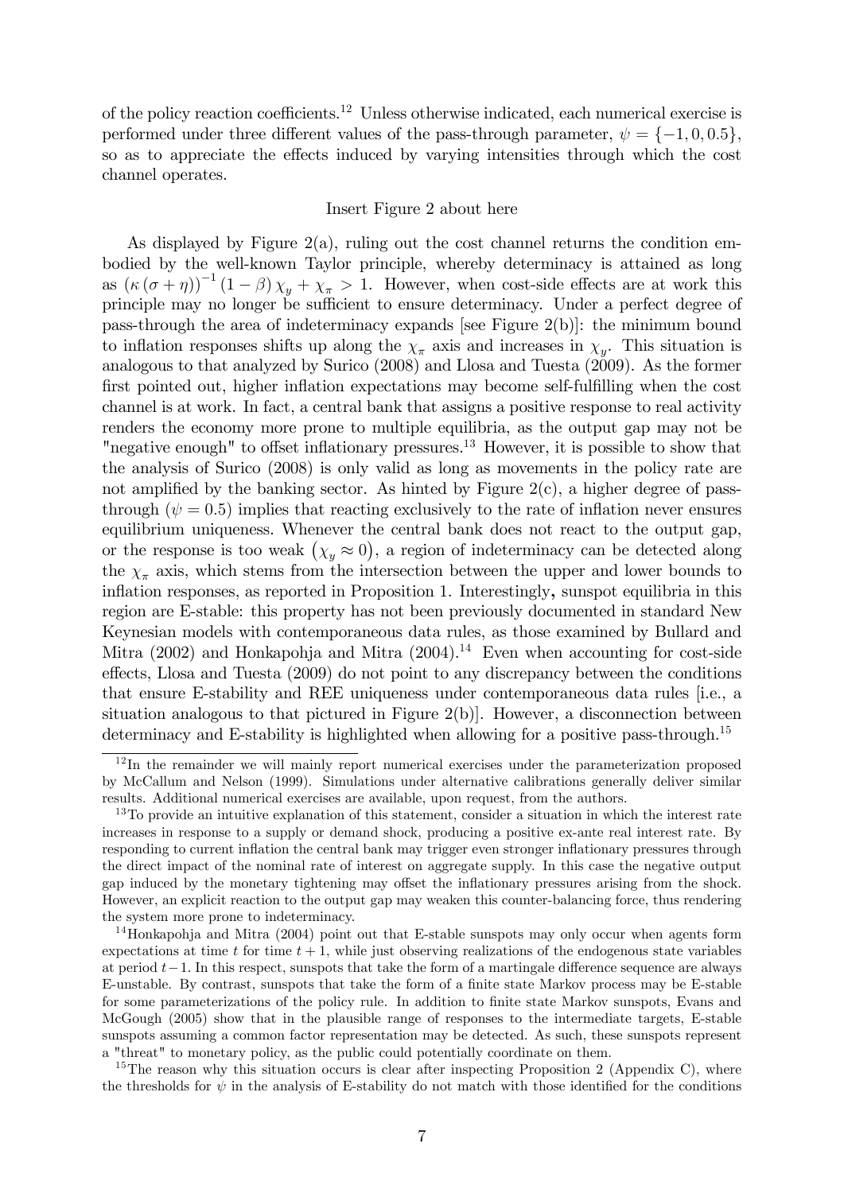of the policy reaction coefficients.[12] Unless otherwise indicated, each numerical exercise is performed under three different values of the pass-through parameter, $\psi = \{-1, 0, 0.5\}$, so as to appreciate the effects induced by varying intensities through which the cost channel operates.

Insert Figure 2 about here

As displayed by Figure 2(a), ruling out the cost channel returns the condition embodied by the well-known Taylor principle, whereby determinacy is attained as long as $(\kappa(\sigma + \eta))^{-1}(1 - \beta)\chi_y + \chi_\pi > 1$. However, when cost-side effects are at work this principle may no longer be sufficient to ensure determinacy. Under a perfect degree of pass-through the area of indeterminacy expands [see Figure 2(b)]: the minimum bound to inflation responses shifts up along the $\chi_\pi$ axis and increases in $\chi_y$. This situation is analogous to that analyzed by Surico (2008) and Llosa and Tuesta (2009). As the former first pointed out, higher inflation expectations may become self-fulfilling when the cost channel is at work. In fact, a central bank that assigns a positive response to real activity renders the economy more prone to multiple equilibria, as the output gap may not be "negative enough" to offset inflationary pressures.[13] However, it is possible to show that the analysis of Surico (2008) is only valid as long as movements in the policy rate are not amplified by the banking sector. As hinted by Figure 2(c), a higher degree of pass-through ($\psi = 0.5$) implies that reacting exclusively to the rate of inflation never ensures equilibrium uniqueness. Whenever the central bank does not react to the output gap, or the response is too weak $(\chi_y \approx 0)$, a region of indeterminacy can be detected along the $\chi_\pi$ axis, which stems from the intersection between the upper and lower bounds to inflation responses, as reported in Proposition 1. Interestingly, sunspot equilibria in this region are E-stable: this property has not been previously documented in standard New Keynesian models with contemporaneous data rules, as those examined by Bullard and Mitra (2002) and Honkapohja and Mitra (2004).[14] Even when accounting for cost-side effects, Llosa and Tuesta (2009) do not point to any discrepancy between the conditions that ensure E-stability and REE uniqueness under contemporaneous data rules [i.e., a situation analogous to that pictured in Figure 2(b)]. However, a disconnection between determinacy and E-stability is highlighted when allowing for a positive pass-through.[15]

---

[12] In the remainder we will mainly report numerical exercises under the parameterization proposed by McCallum and Nelson (1999). Simulations under alternative calibrations generally deliver similar results. Additional numerical exercises are available, upon request, from the authors.

[13] To provide an intuitive explanation of this statement, consider a situation in which the interest rate increases in response to a supply or demand shock, producing a positive ex-ante real interest rate. By responding to current inflation the central bank may trigger even stronger inflationary pressures through the direct impact of the nominal rate of interest on aggregate supply. In this case the negative output gap induced by the monetary tightening may offset the inflationary pressures arising from the shock. However, an explicit reaction to the output gap may weaken this counter-balancing force, thus rendering the system more prone to indeterminacy.

[14] Honkapohja and Mitra (2004) point out that E-stable sunspots may only occur when agents form expectations at time $t$ for time $t+1$, while just observing realizations of the endogenous state variables at period $t-1$. In this respect, sunspots that take the form of a martingale difference sequence are always E-unstable. By contrast, sunspots that take the form of a finite state Markov process may be E-stable for some parameterizations of the policy rule. In addition to finite state Markov sunspots, Evans and McGough (2005) show that in the plausible range of responses to the intermediate targets, E-stable sunspots assuming a common factor representation may be detected. As such, these sunspots represent a "threat" to monetary policy, as the public could potentially coordinate on them.

[15] The reason why this situation occurs is clear after inspecting Proposition 2 (Appendix C), where the thresholds for $\psi$ in the analysis of E-stability do not match with those identified for the conditions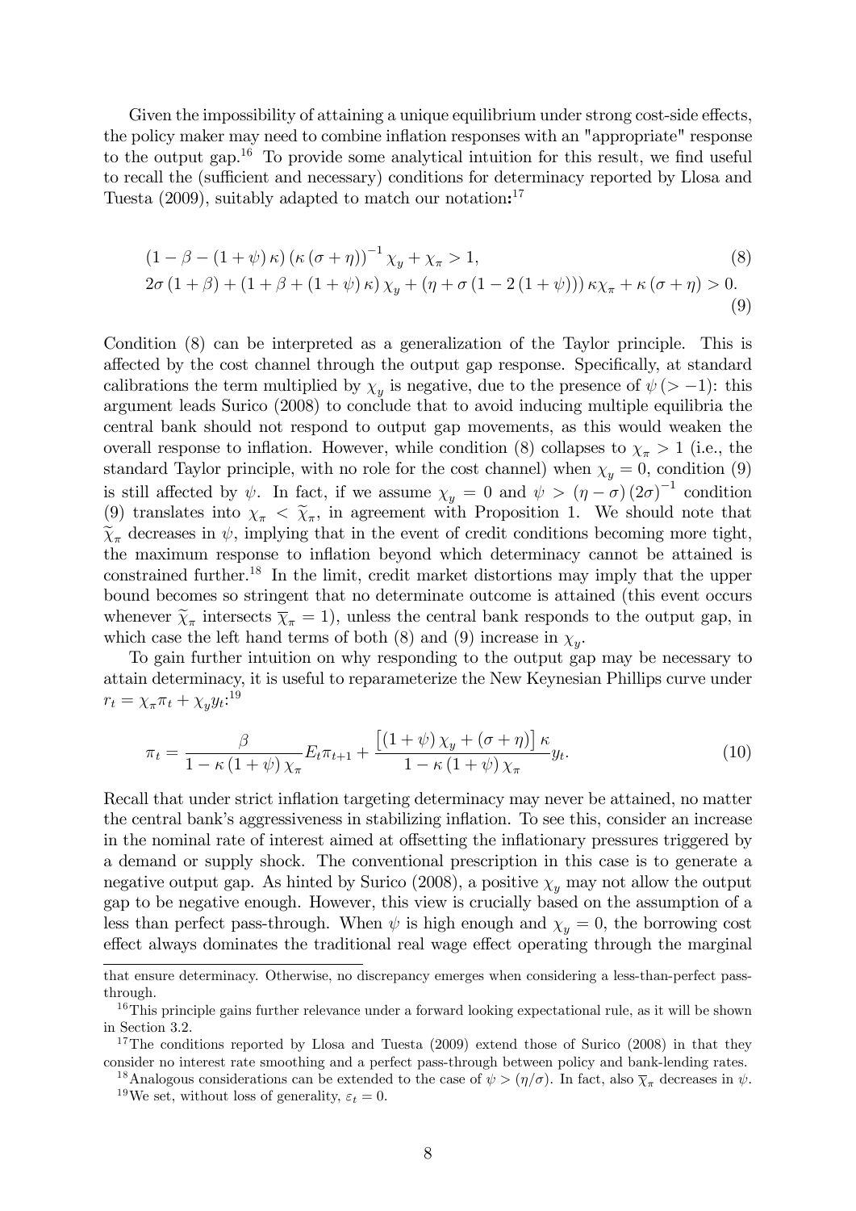Given the impossibility of attaining a unique equilibrium under strong cost-side effects, the policy maker may need to combine inflation responses with an "appropriate" response to the output gap.[16] To provide some analytical intuition for this result, we find useful to recall the (sufficient and necessary) conditions for determinacy reported by Llosa and Tuesta (2009), suitably adapted to match our notation:[17]

$$
(1-\beta-(1+\psi)\kappa)(\kappa(\sigma+\eta))^{-1}\chi_y+\chi_\pi>1, \tag{8}
$$

$$
2\sigma(1+\beta)+(1+\beta+(1+\psi)\kappa)\chi_y+(\eta+\sigma(1-2(1+\psi)))\kappa\chi_\pi+\kappa(\sigma+\eta)>0. \tag{9}
$$

Condition (8) can be interpreted as a generalization of the Taylor principle. This is affected by the cost channel through the output gap response. Specifically, at standard calibrations the term multiplied by $\chi_y$ is negative, due to the presence of $\psi\,(>-1)$: this argument leads Surico (2008) to conclude that to avoid inducing multiple equilibria the central bank should not respond to output gap movements, as this would weaken the overall response to inflation. However, while condition (8) collapses to $\chi_\pi>1$ (i.e., the standard Taylor principle, with no role for the cost channel) when $\chi_y=0$, condition (9) is still affected by $\psi$. In fact, if we assume $\chi_y=0$ and $\psi>(\eta-\sigma)(2\sigma)^{-1}$ condition (9) translates into $\chi_\pi<\widetilde{\chi}_\pi$, in agreement with Proposition 1. We should note that $\widetilde{\chi}_\pi$ decreases in $\psi$, implying that in the event of credit conditions becoming more tight, the maximum response to inflation beyond which determinacy cannot be attained is constrained further.[18] In the limit, credit market distortions may imply that the upper bound becomes so stringent that no determinate outcome is attained (this event occurs whenever $\widetilde{\chi}_\pi$ intersects $\overline{\chi}_\pi=1$), unless the central bank responds to the output gap, in which case the left hand terms of both (8) and (9) increase in $\chi_y$.

To gain further intuition on why responding to the output gap may be necessary to attain determinacy, it is useful to reparameterize the New Keynesian Phillips curve under $r_t=\chi_\pi\pi_t+\chi_y y_t$:[19]

$$
\pi_t=\frac{\beta}{1-\kappa(1+\psi)\chi_\pi}E_t\pi_{t+1}+\frac{\left[(1+\psi)\chi_y+(\sigma+\eta)\right]\kappa}{1-\kappa(1+\psi)\chi_\pi}y_t. \tag{10}
$$

Recall that under strict inflation targeting determinacy may never be attained, no matter the central bank's aggressiveness in stabilizing inflation. To see this, consider an increase in the nominal rate of interest aimed at offsetting the inflationary pressures triggered by a demand or supply shock. The conventional prescription in this case is to generate a negative output gap. As hinted by Surico (2008), a positive $\chi_y$ may not allow the output gap to be negative enough. However, this view is crucially based on the assumption of a less than perfect pass-through. When $\psi$ is high enough and $\chi_y=0$, the borrowing cost effect always dominates the traditional real wage effect operating through the marginal

---

that ensure determinacy. Otherwise, no discrepancy emerges when considering a less-than-perfect pass-through.

[16] This principle gains further relevance under a forward looking expectational rule, as it will be shown in Section 3.2.

[17] The conditions reported by Llosa and Tuesta (2009) extend those of Surico (2008) in that they consider no interest rate smoothing and a perfect pass-through between policy and bank-lending rates.

[18] Analogous considerations can be extended to the case of $\psi>(\eta/\sigma)$. In fact, also $\overline{\chi}_\pi$ decreases in $\psi$.

[19] We set, without loss of generality, $\varepsilon_t=0$.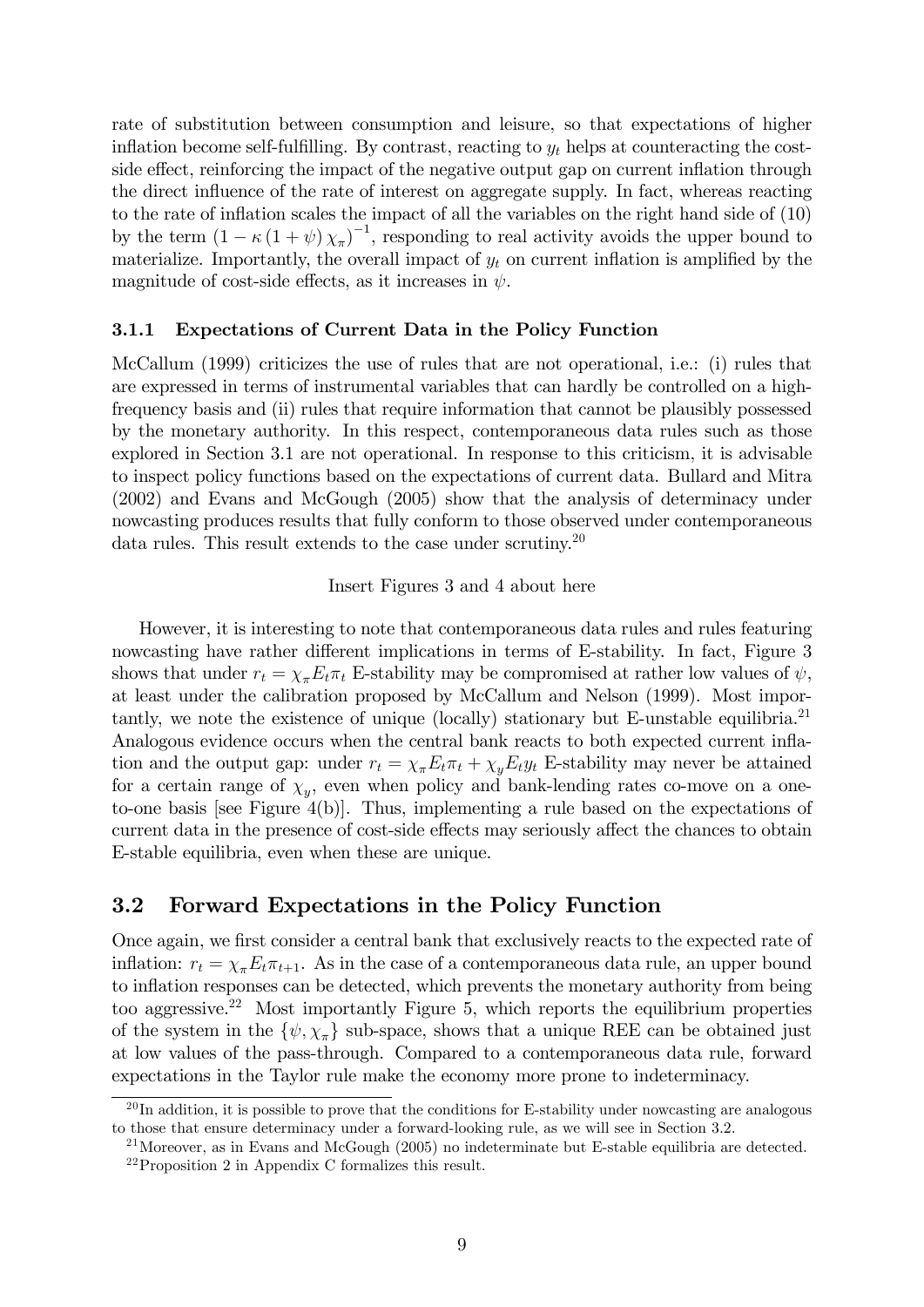rate of substitution between consumption and leisure, so that expectations of higher inflation become self-fulfilling. By contrast, reacting to $y_t$ helps at counteracting the cost-side effect, reinforcing the impact of the negative output gap on current inflation through the direct influence of the rate of interest on aggregate supply. In fact, whereas reacting to the rate of inflation scales the impact of all the variables on the right hand side of (10) by the term $(1 - \kappa (1 + \psi) \chi_\pi)^{-1}$, responding to real activity avoids the upper bound to materialize. Importantly, the overall impact of $y_t$ on current inflation is amplified by the magnitude of cost-side effects, as it increases in $\psi$.

### 3.1.1 Expectations of Current Data in the Policy Function

McCallum (1999) criticizes the use of rules that are not operational, i.e.: (i) rules that are expressed in terms of instrumental variables that can hardly be controlled on a high-frequency basis and (ii) rules that require information that cannot be plausibly possessed by the monetary authority. In this respect, contemporaneous data rules such as those explored in Section 3.1 are not operational. In response to this criticism, it is advisable to inspect policy functions based on the expectations of current data. Bullard and Mitra (2002) and Evans and McGough (2005) show that the analysis of determinacy under nowcasting produces results that fully conform to those observed under contemporaneous data rules. This result extends to the case under scrutiny.[20]

Insert Figures 3 and 4 about here

However, it is interesting to note that contemporaneous data rules and rules featuring nowcasting have rather different implications in terms of E-stability. In fact, Figure 3 shows that under $r_t = \chi_\pi E_t \pi_t$ E-stability may be compromised at rather low values of $\psi$, at least under the calibration proposed by McCallum and Nelson (1999). Most importantly, we note the existence of unique (locally) stationary but E-unstable equilibria.[21] Analogous evidence occurs when the central bank reacts to both expected current inflation and the output gap: under $r_t = \chi_\pi E_t \pi_t + \chi_y E_t y_t$ E-stability may never be attained for a certain range of $\chi_y$, even when policy and bank-lending rates co-move on a one-to-one basis [see Figure 4(b)]. Thus, implementing a rule based on the expectations of current data in the presence of cost-side effects may seriously affect the chances to obtain E-stable equilibria, even when these are unique.

## 3.2 Forward Expectations in the Policy Function

Once again, we first consider a central bank that exclusively reacts to the expected rate of inflation: $r_t = \chi_\pi E_t \pi_{t+1}$. As in the case of a contemporaneous data rule, an upper bound to inflation responses can be detected, which prevents the monetary authority from being too aggressive.[22] Most importantly Figure 5, which reports the equilibrium properties of the system in the $\{\psi, \chi_\pi\}$ sub-space, shows that a unique REE can be obtained just at low values of the pass-through. Compared to a contemporaneous data rule, forward expectations in the Taylor rule make the economy more prone to indeterminacy.

[20] In addition, it is possible to prove that the conditions for E-stability under nowcasting are analogous to those that ensure determinacy under a forward-looking rule, as we will see in Section 3.2.

[21] Moreover, as in Evans and McGough (2005) no indeterminate but E-stable equilibria are detected.

[22] Proposition 2 in Appendix C formalizes this result.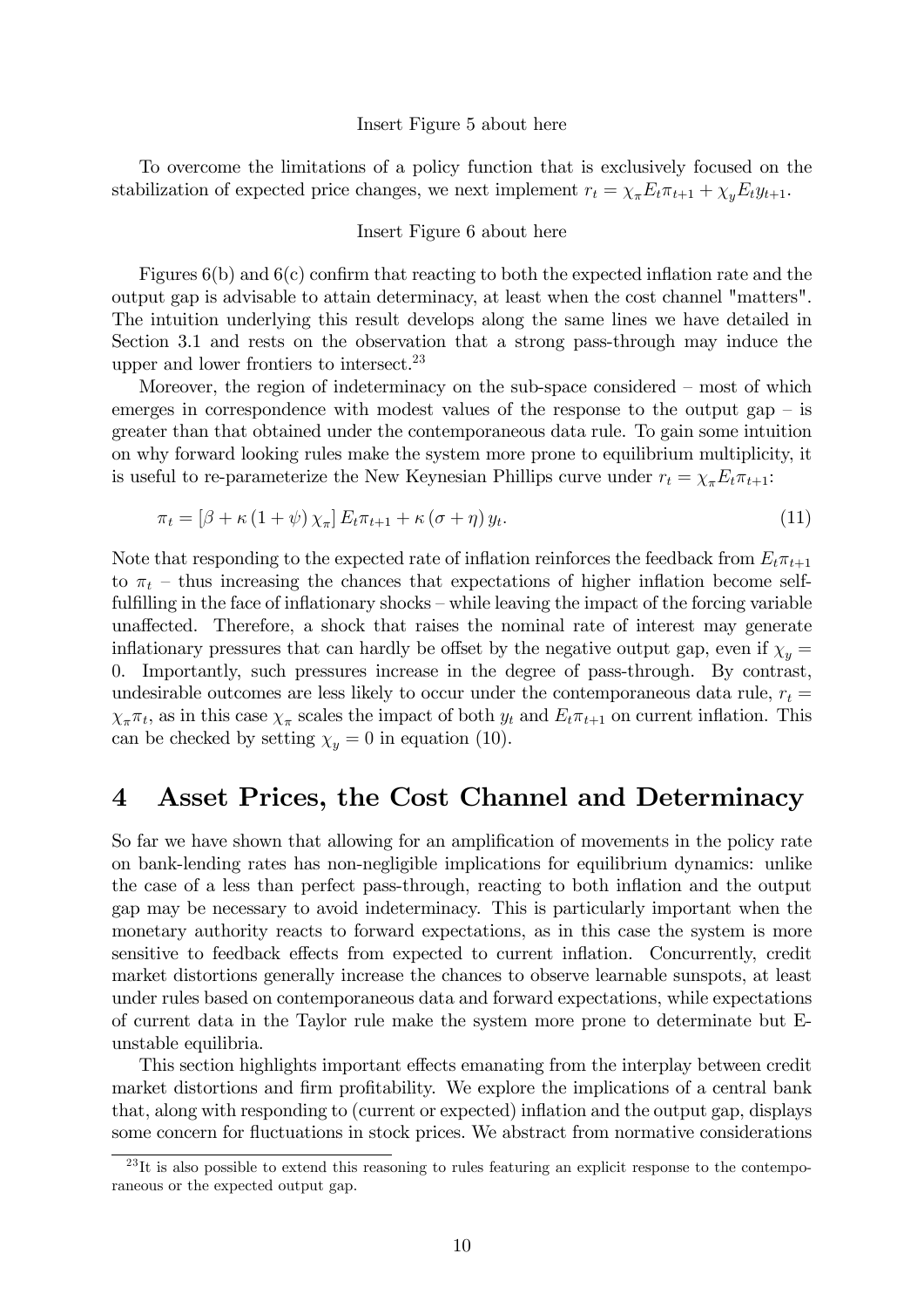Insert Figure 5 about here

To overcome the limitations of a policy function that is exclusively focused on the stabilization of expected price changes, we next implement $r_t = \chi_\pi E_t \pi_{t+1} + \chi_y E_t y_{t+1}$.

Insert Figure 6 about here

Figures 6(b) and 6(c) confirm that reacting to both the expected inflation rate and the output gap is advisable to attain determinacy, at least when the cost channel "matters". The intuition underlying this result develops along the same lines we have detailed in Section 3.1 and rests on the observation that a strong pass-through may induce the upper and lower frontiers to intersect.[23]

Moreover, the region of indeterminacy on the sub-space considered – most of which emerges in correspondence with modest values of the response to the output gap – is greater than that obtained under the contemporaneous data rule. To gain some intuition on why forward looking rules make the system more prone to equilibrium multiplicity, it is useful to re-parameterize the New Keynesian Phillips curve under $r_t = \chi_\pi E_t \pi_{t+1}$:

$$\pi_t = [\beta + \kappa (1 + \psi) \chi_\pi] E_t \pi_{t+1} + \kappa (\sigma + \eta) y_t. \tag{11}$$

Note that responding to the expected rate of inflation reinforces the feedback from $E_t \pi_{t+1}$ to $\pi_t$ – thus increasing the chances that expectations of higher inflation become self-fulfilling in the face of inflationary shocks – while leaving the impact of the forcing variable unaffected. Therefore, a shock that raises the nominal rate of interest may generate inflationary pressures that can hardly be offset by the negative output gap, even if $\chi_y = 0$. Importantly, such pressures increase in the degree of pass-through. By contrast, undesirable outcomes are less likely to occur under the contemporaneous data rule, $r_t = \chi_\pi \pi_t$, as in this case $\chi_\pi$ scales the impact of both $y_t$ and $E_t \pi_{t+1}$ on current inflation. This can be checked by setting $\chi_y = 0$ in equation (10).

# 4 Asset Prices, the Cost Channel and Determinacy

So far we have shown that allowing for an amplification of movements in the policy rate on bank-lending rates has non-negligible implications for equilibrium dynamics: unlike the case of a less than perfect pass-through, reacting to both inflation and the output gap may be necessary to avoid indeterminacy. This is particularly important when the monetary authority reacts to forward expectations, as in this case the system is more sensitive to feedback effects from expected to current inflation. Concurrently, credit market distortions generally increase the chances to observe learnable sunspots, at least under rules based on contemporaneous data and forward expectations, while expectations of current data in the Taylor rule make the system more prone to determinate but E-unstable equilibria.

This section highlights important effects emanating from the interplay between credit market distortions and firm profitability. We explore the implications of a central bank that, along with responding to (current or expected) inflation and the output gap, displays some concern for fluctuations in stock prices. We abstract from normative considerations

[23] It is also possible to extend this reasoning to rules featuring an explicit response to the contemporaneous or the expected output gap.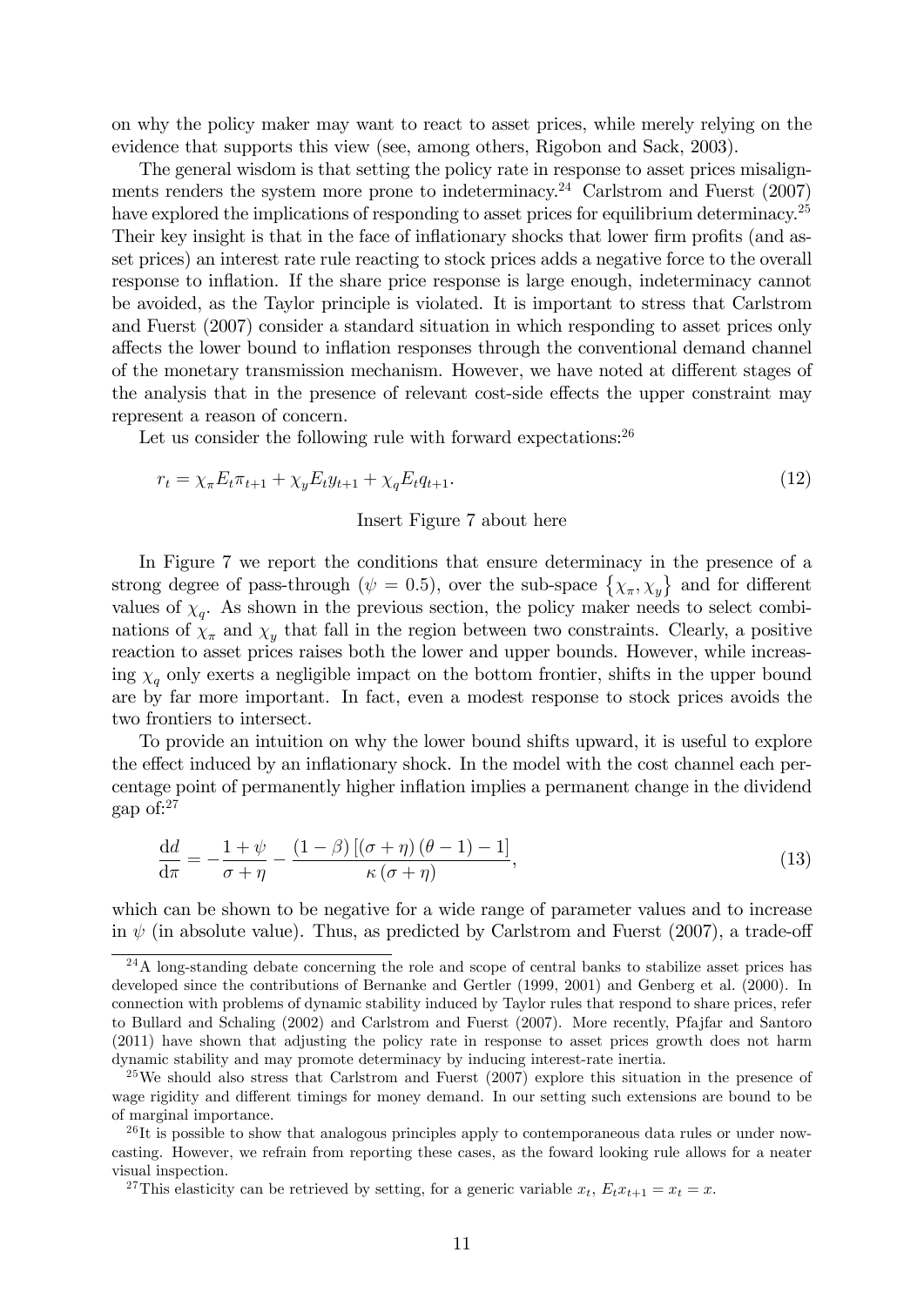on why the policy maker may want to react to asset prices, while merely relying on the evidence that supports this view (see, among others, Rigobon and Sack, 2003).

The general wisdom is that setting the policy rate in response to asset prices misalignments renders the system more prone to indeterminacy.[24] Carlstrom and Fuerst (2007) have explored the implications of responding to asset prices for equilibrium determinacy.[25] Their key insight is that in the face of inflationary shocks that lower firm profits (and asset prices) an interest rate rule reacting to stock prices adds a negative force to the overall response to inflation. If the share price response is large enough, indeterminacy cannot be avoided, as the Taylor principle is violated. It is important to stress that Carlstrom and Fuerst (2007) consider a standard situation in which responding to asset prices only affects the lower bound to inflation responses through the conventional demand channel of the monetary transmission mechanism. However, we have noted at different stages of the analysis that in the presence of relevant cost-side effects the upper constraint may represent a reason of concern.

Let us consider the following rule with forward expectations:[26]

$$r_t = \chi_\pi E_t\pi_{t+1} + \chi_y E_t y_{t+1} + \chi_q E_t q_{t+1}. \tag{12}$$

Insert Figure 7 about here

In Figure 7 we report the conditions that ensure determinacy in the presence of a strong degree of pass-through ($\psi = 0.5$), over the sub-space $\{\chi_\pi, \chi_y\}$ and for different values of $\chi_q$. As shown in the previous section, the policy maker needs to select combinations of $\chi_\pi$ and $\chi_y$ that fall in the region between two constraints. Clearly, a positive reaction to asset prices raises both the lower and upper bounds. However, while increasing $\chi_q$ only exerts a negligible impact on the bottom frontier, shifts in the upper bound are by far more important. In fact, even a modest response to stock prices avoids the two frontiers to intersect.

To provide an intuition on why the lower bound shifts upward, it is useful to explore the effect induced by an inflationary shock. In the model with the cost channel each percentage point of permanently higher inflation implies a permanent change in the dividend gap of:[27]

$$\frac{\mathrm{d}d}{\mathrm{d}\pi} = -\frac{1+\psi}{\sigma+\eta} - \frac{(1-\beta)\left[(\sigma+\eta)(\theta-1)-1\right]}{\kappa(\sigma+\eta)}, \tag{13}$$

which can be shown to be negative for a wide range of parameter values and to increase in $\psi$ (in absolute value). Thus, as predicted by Carlstrom and Fuerst (2007), a trade-off

[24] A long-standing debate concerning the role and scope of central banks to stabilize asset prices has developed since the contributions of Bernanke and Gertler (1999, 2001) and Genberg et al. (2000). In connection with problems of dynamic stability induced by Taylor rules that respond to share prices, refer to Bullard and Schaling (2002) and Carlstrom and Fuerst (2007). More recently, Pfajfar and Santoro (2011) have shown that adjusting the policy rate in response to asset prices growth does not harm dynamic stability and may promote determinacy by inducing interest-rate inertia.

[25] We should also stress that Carlstrom and Fuerst (2007) explore this situation in the presence of wage rigidity and different timings for money demand. In our setting such extensions are bound to be of marginal importance.

[26] It is possible to show that analogous principles apply to contemporaneous data rules or under nowcasting. However, we refrain from reporting these cases, as the foward looking rule allows for a neater visual inspection.

[27] This elasticity can be retrieved by setting, for a generic variable $x_t$, $E_t x_{t+1} = x_t = x$.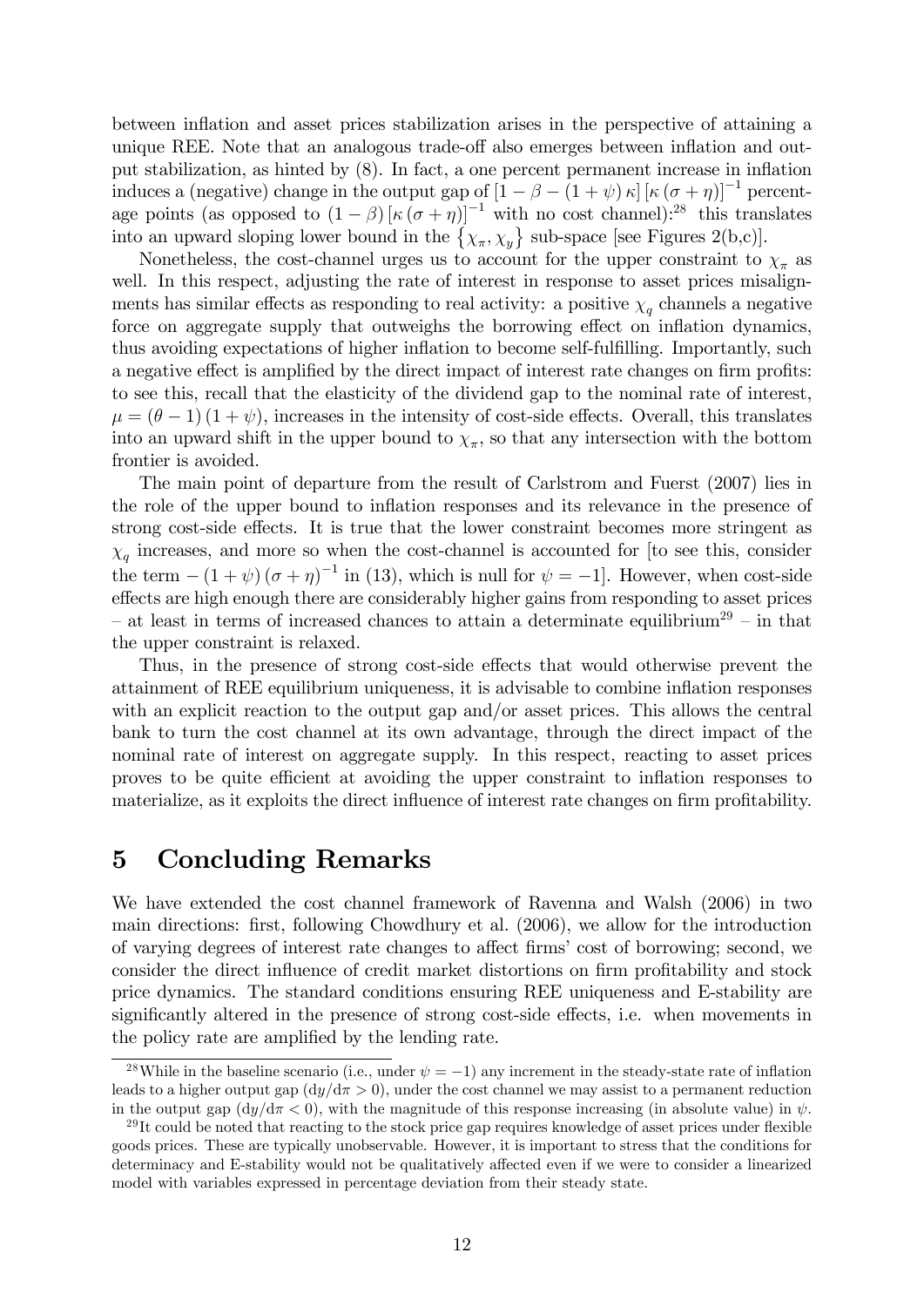between inflation and asset prices stabilization arises in the perspective of attaining a unique REE. Note that an analogous trade-off also emerges between inflation and output stabilization, as hinted by (8). In fact, a one percent permanent increase in inflation induces a (negative) change in the output gap of $[1-\beta-(1+\psi)\kappa][\kappa(\sigma+\eta)]^{-1}$ percentage points (as opposed to $(1-\beta)[\kappa(\sigma+\eta)]^{-1}$ with no cost channel):[28] this translates into an upward sloping lower bound in the $\{\chi_\pi, \chi_y\}$ sub-space [see Figures 2(b,c)].

Nonetheless, the cost-channel urges us to account for the upper constraint to $\chi_\pi$ as well. In this respect, adjusting the rate of interest in response to asset prices misalignments has similar effects as responding to real activity: a positive $\chi_q$ channels a negative force on aggregate supply that outweighs the borrowing effect on inflation dynamics, thus avoiding expectations of higher inflation to become self-fulfilling. Importantly, such a negative effect is amplified by the direct impact of interest rate changes on firm profits: to see this, recall that the elasticity of the dividend gap to the nominal rate of interest, $\mu=(\theta-1)(1+\psi)$, increases in the intensity of cost-side effects. Overall, this translates into an upward shift in the upper bound to $\chi_\pi$, so that any intersection with the bottom frontier is avoided.

The main point of departure from the result of Carlstrom and Fuerst (2007) lies in the role of the upper bound to inflation responses and its relevance in the presence of strong cost-side effects. It is true that the lower constraint becomes more stringent as $\chi_q$ increases, and more so when the cost-channel is accounted for [to see this, consider the term $-(1+\psi)(\sigma+\eta)^{-1}$ in (13), which is null for $\psi=-1$]. However, when cost-side effects are high enough there are considerably higher gains from responding to asset prices – at least in terms of increased chances to attain a determinate equilibrium[29] – in that the upper constraint is relaxed.

Thus, in the presence of strong cost-side effects that would otherwise prevent the attainment of REE equilibrium uniqueness, it is advisable to combine inflation responses with an explicit reaction to the output gap and/or asset prices. This allows the central bank to turn the cost channel at its own advantage, through the direct impact of the nominal rate of interest on aggregate supply. In this respect, reacting to asset prices proves to be quite efficient at avoiding the upper constraint to inflation responses to materialize, as it exploits the direct influence of interest rate changes on firm profitability.

# 5 Concluding Remarks

We have extended the cost channel framework of Ravenna and Walsh (2006) in two main directions: first, following Chowdhury et al. (2006), we allow for the introduction of varying degrees of interest rate changes to affect firms' cost of borrowing; second, we consider the direct influence of credit market distortions on firm profitability and stock price dynamics. The standard conditions ensuring REE uniqueness and E-stability are significantly altered in the presence of strong cost-side effects, i.e. when movements in the policy rate are amplified by the lending rate.

---

[28] While in the baseline scenario (i.e., under $\psi=-1$) any increment in the steady-state rate of inflation leads to a higher output gap ($\mathrm{d}y/\mathrm{d}\pi>0$), under the cost channel we may assist to a permanent reduction in the output gap ($\mathrm{d}y/\mathrm{d}\pi<0$), with the magnitude of this response increasing (in absolute value) in $\psi$.

[29] It could be noted that reacting to the stock price gap requires knowledge of asset prices under flexible goods prices. These are typically unobservable. However, it is important to stress that the conditions for determinacy and E-stability would not be qualitatively affected even if we were to consider a linearized model with variables expressed in percentage deviation from their steady state.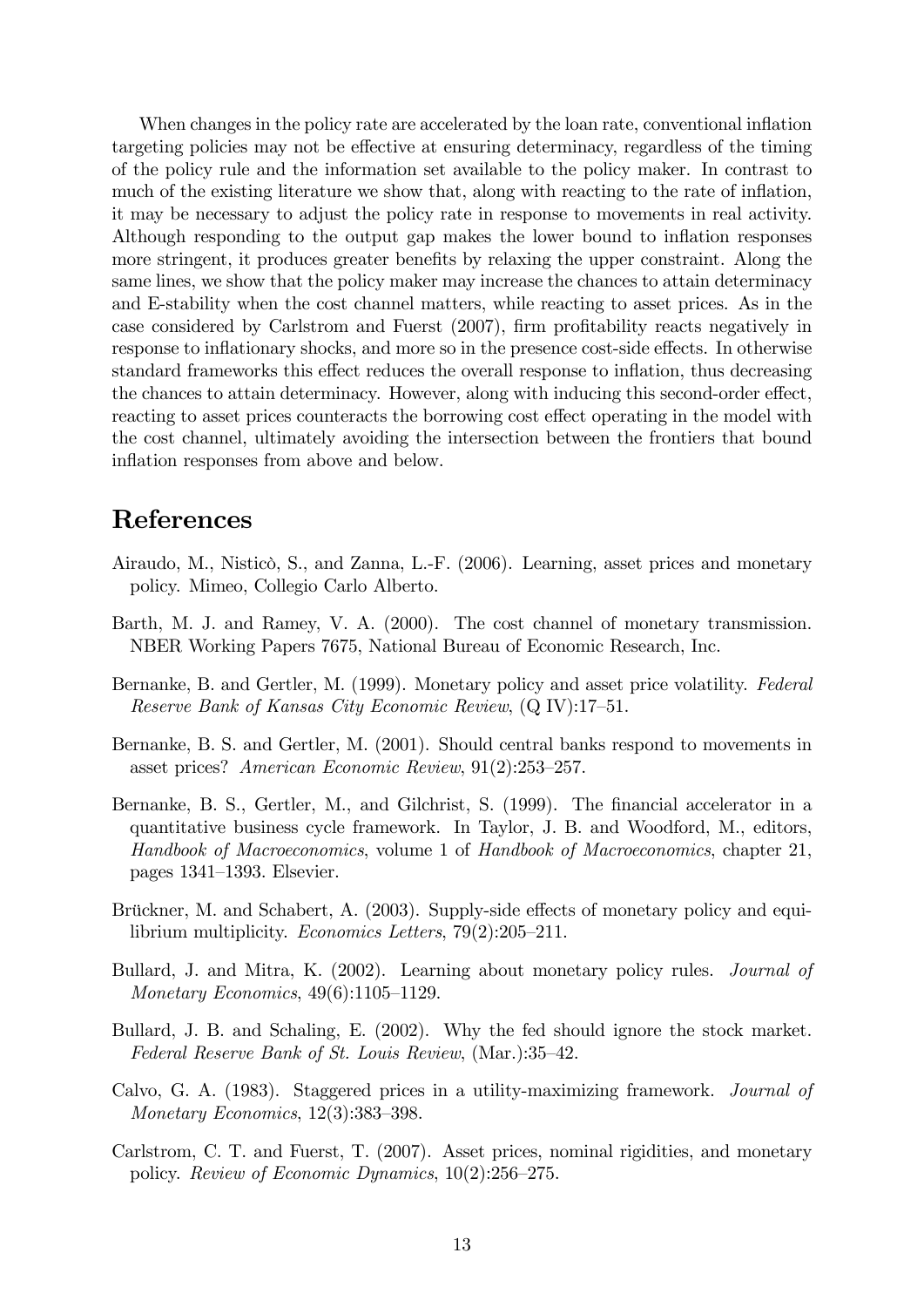When changes in the policy rate are accelerated by the loan rate, conventional inflation targeting policies may not be effective at ensuring determinacy, regardless of the timing of the policy rule and the information set available to the policy maker. In contrast to much of the existing literature we show that, along with reacting to the rate of inflation, it may be necessary to adjust the policy rate in response to movements in real activity. Although responding to the output gap makes the lower bound to inflation responses more stringent, it produces greater benefits by relaxing the upper constraint. Along the same lines, we show that the policy maker may increase the chances to attain determinacy and E-stability when the cost channel matters, while reacting to asset prices. As in the case considered by Carlstrom and Fuerst (2007), firm profitability reacts negatively in response to inflationary shocks, and more so in the presence cost-side effects. In otherwise standard frameworks this effect reduces the overall response to inflation, thus decreasing the chances to attain determinacy. However, along with inducing this second-order effect, reacting to asset prices counteracts the borrowing cost effect operating in the model with the cost channel, ultimately avoiding the intersection between the frontiers that bound inflation responses from above and below.

# References

Airaudo, M., Nisticò, S., and Zanna, L.-F. (2006). Learning, asset prices and monetary policy. Mimeo, Collegio Carlo Alberto.

Barth, M. J. and Ramey, V. A. (2000). The cost channel of monetary transmission. NBER Working Papers 7675, National Bureau of Economic Research, Inc.

Bernanke, B. and Gertler, M. (1999). Monetary policy and asset price volatility. *Federal Reserve Bank of Kansas City Economic Review*, (Q IV):17–51.

Bernanke, B. S. and Gertler, M. (2001). Should central banks respond to movements in asset prices? *American Economic Review*, 91(2):253–257.

Bernanke, B. S., Gertler, M., and Gilchrist, S. (1999). The financial accelerator in a quantitative business cycle framework. In Taylor, J. B. and Woodford, M., editors, *Handbook of Macroeconomics*, volume 1 of *Handbook of Macroeconomics*, chapter 21, pages 1341–1393. Elsevier.

Brückner, M. and Schabert, A. (2003). Supply-side effects of monetary policy and equilibrium multiplicity. *Economics Letters*, 79(2):205–211.

Bullard, J. and Mitra, K. (2002). Learning about monetary policy rules. *Journal of Monetary Economics*, 49(6):1105–1129.

Bullard, J. B. and Schaling, E. (2002). Why the fed should ignore the stock market. *Federal Reserve Bank of St. Louis Review*, (Mar.):35–42.

Calvo, G. A. (1983). Staggered prices in a utility-maximizing framework. *Journal of Monetary Economics*, 12(3):383–398.

Carlstrom, C. T. and Fuerst, T. (2007). Asset prices, nominal rigidities, and monetary policy. *Review of Economic Dynamics*, 10(2):256–275.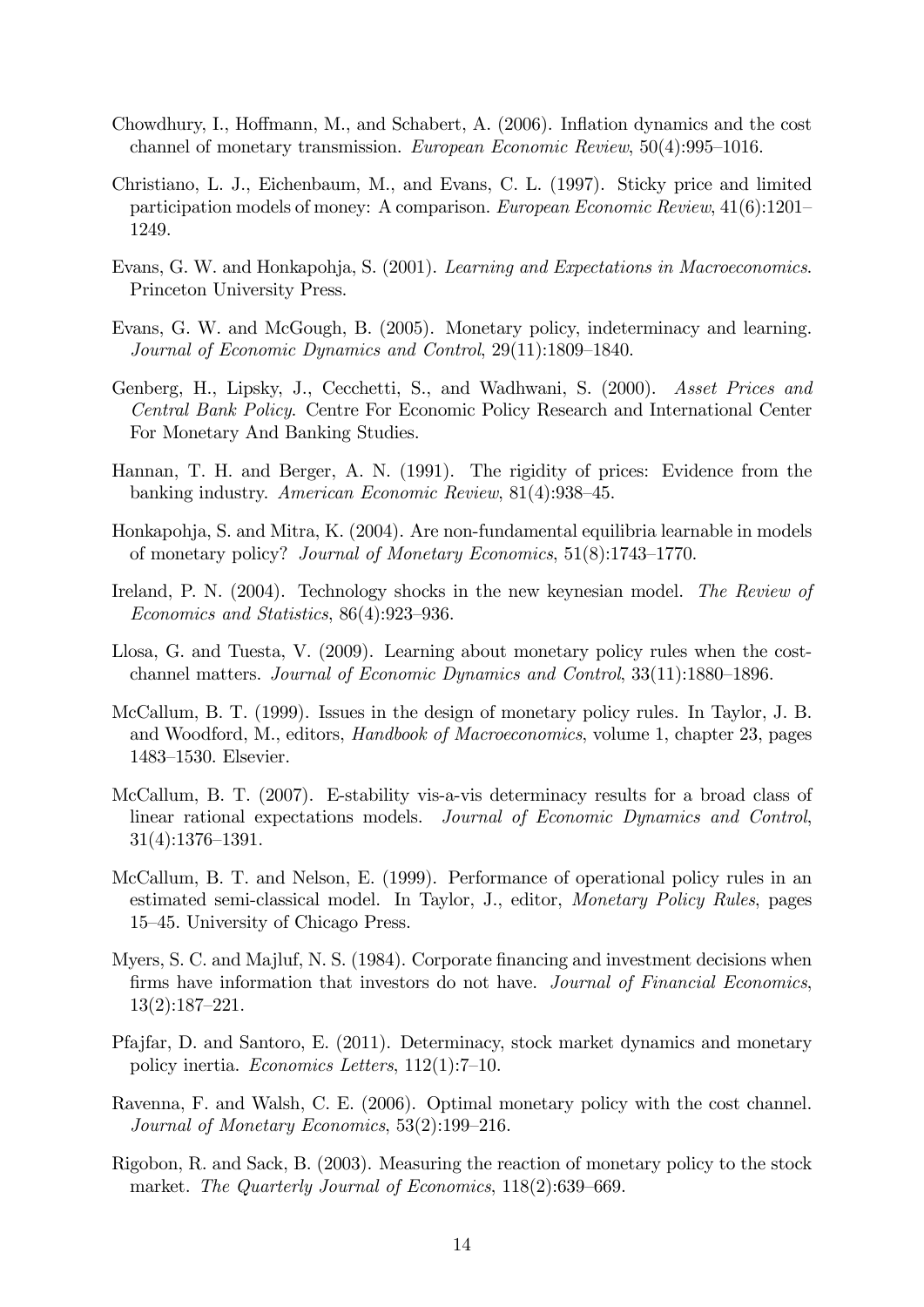Chowdhury, I., Hoffmann, M., and Schabert, A. (2006). Inflation dynamics and the cost channel of monetary transmission. *European Economic Review*, 50(4):995–1016.

Christiano, L. J., Eichenbaum, M., and Evans, C. L. (1997). Sticky price and limited participation models of money: A comparison. *European Economic Review*, 41(6):1201–1249.

Evans, G. W. and Honkapohja, S. (2001). *Learning and Expectations in Macroeconomics*. Princeton University Press.

Evans, G. W. and McGough, B. (2005). Monetary policy, indeterminacy and learning. *Journal of Economic Dynamics and Control*, 29(11):1809–1840.

Genberg, H., Lipsky, J., Cecchetti, S., and Wadhwani, S. (2000). *Asset Prices and Central Bank Policy*. Centre For Economic Policy Research and International Center For Monetary And Banking Studies.

Hannan, T. H. and Berger, A. N. (1991). The rigidity of prices: Evidence from the banking industry. *American Economic Review*, 81(4):938–45.

Honkapohja, S. and Mitra, K. (2004). Are non-fundamental equilibria learnable in models of monetary policy? *Journal of Monetary Economics*, 51(8):1743–1770.

Ireland, P. N. (2004). Technology shocks in the new keynesian model. *The Review of Economics and Statistics*, 86(4):923–936.

Llosa, G. and Tuesta, V. (2009). Learning about monetary policy rules when the cost-channel matters. *Journal of Economic Dynamics and Control*, 33(11):1880–1896.

McCallum, B. T. (1999). Issues in the design of monetary policy rules. In Taylor, J. B. and Woodford, M., editors, *Handbook of Macroeconomics*, volume 1, chapter 23, pages 1483–1530. Elsevier.

McCallum, B. T. (2007). E-stability vis-a-vis determinacy results for a broad class of linear rational expectations models. *Journal of Economic Dynamics and Control*, 31(4):1376–1391.

McCallum, B. T. and Nelson, E. (1999). Performance of operational policy rules in an estimated semi-classical model. In Taylor, J., editor, *Monetary Policy Rules*, pages 15–45. University of Chicago Press.

Myers, S. C. and Majluf, N. S. (1984). Corporate financing and investment decisions when firms have information that investors do not have. *Journal of Financial Economics*, 13(2):187–221.

Pfajfar, D. and Santoro, E. (2011). Determinacy, stock market dynamics and monetary policy inertia. *Economics Letters*, 112(1):7–10.

Ravenna, F. and Walsh, C. E. (2006). Optimal monetary policy with the cost channel. *Journal of Monetary Economics*, 53(2):199–216.

Rigobon, R. and Sack, B. (2003). Measuring the reaction of monetary policy to the stock market. *The Quarterly Journal of Economics*, 118(2):639–669.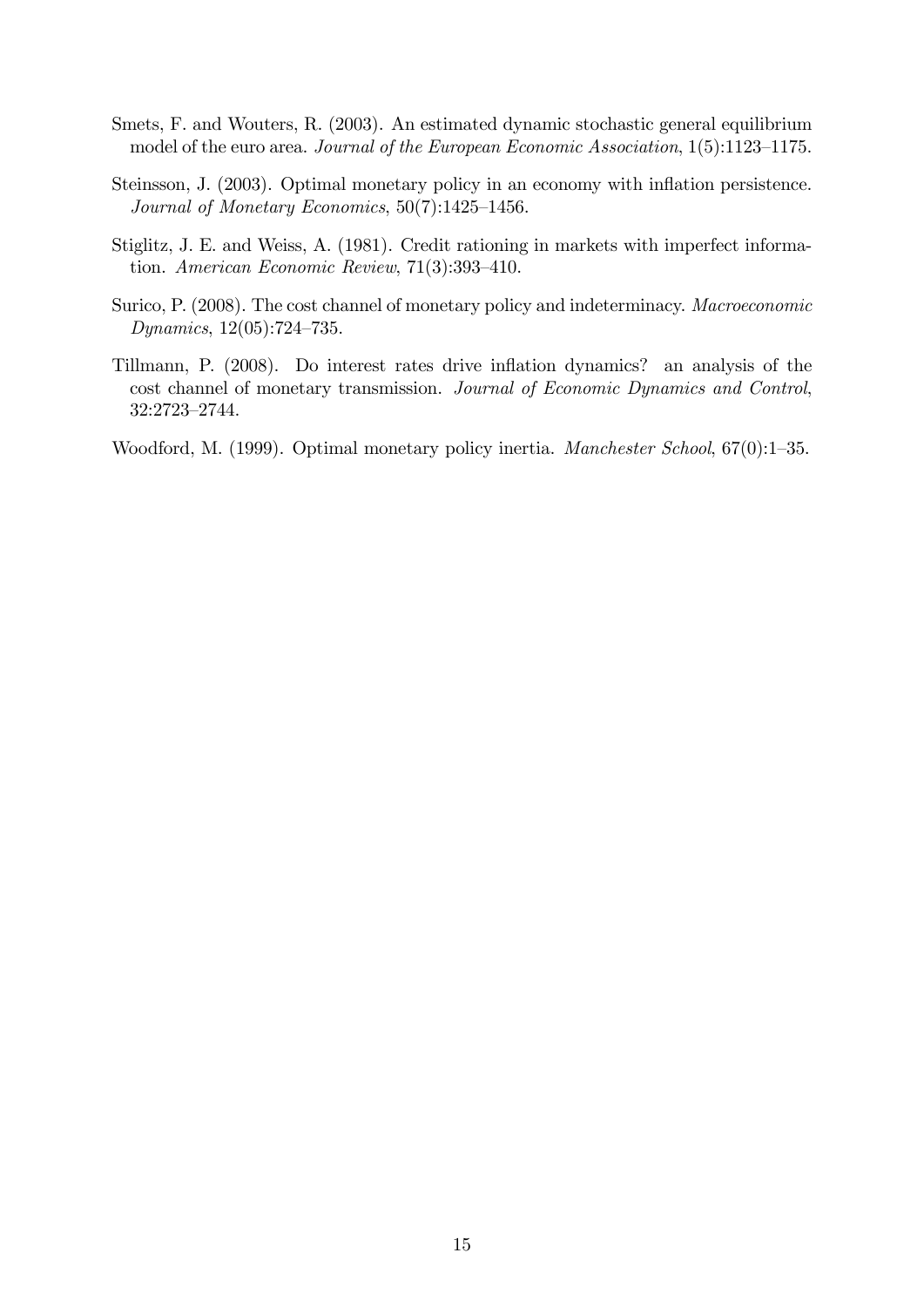Smets, F. and Wouters, R. (2003). An estimated dynamic stochastic general equilibrium model of the euro area. *Journal of the European Economic Association*, 1(5):1123–1175.

Steinsson, J. (2003). Optimal monetary policy in an economy with inflation persistence. *Journal of Monetary Economics*, 50(7):1425–1456.

Stiglitz, J. E. and Weiss, A. (1981). Credit rationing in markets with imperfect information. *American Economic Review*, 71(3):393–410.

Surico, P. (2008). The cost channel of monetary policy and indeterminacy. *Macroeconomic Dynamics*, 12(05):724–735.

Tillmann, P. (2008). Do interest rates drive inflation dynamics? an analysis of the cost channel of monetary transmission. *Journal of Economic Dynamics and Control*, 32:2723–2744.

Woodford, M. (1999). Optimal monetary policy inertia. *Manchester School*, 67(0):1–35.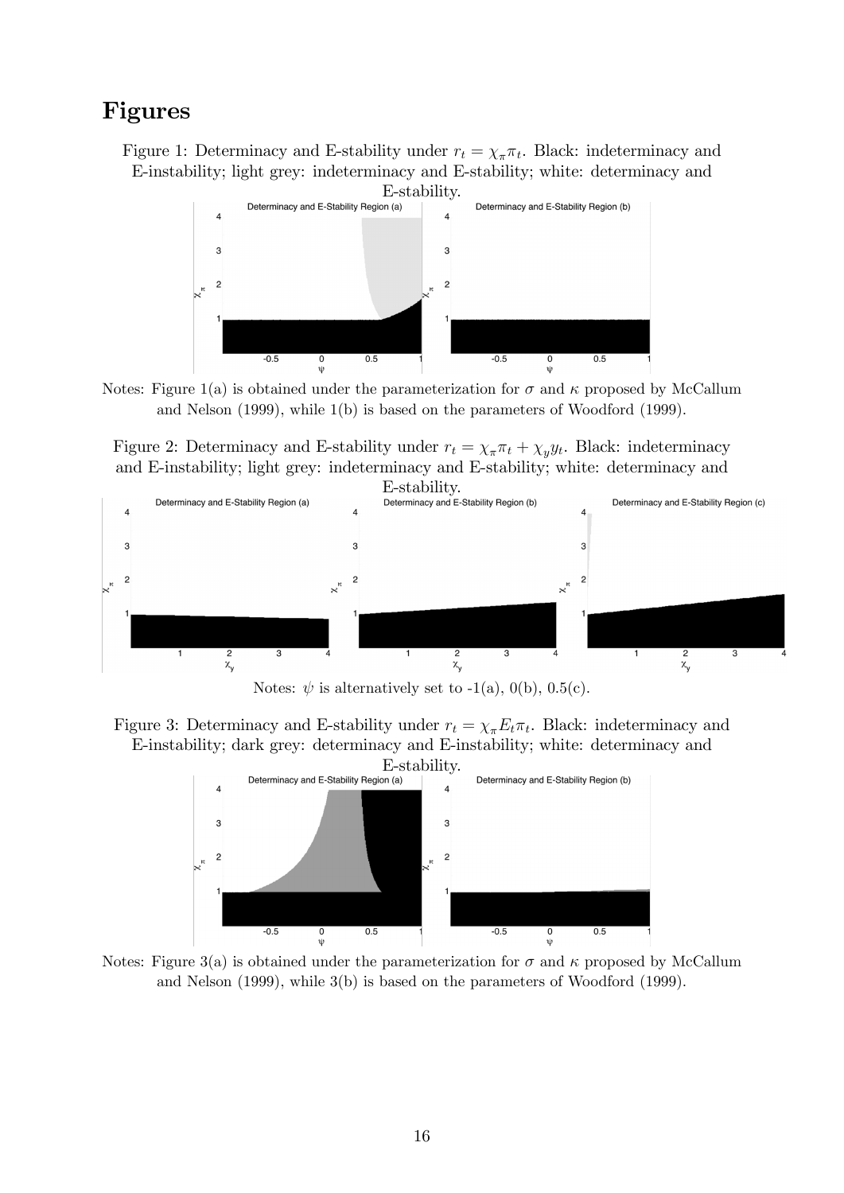# Figures

Figure 1: Determinacy and E-stability under $r_t = \chi_\pi \pi_t$. Black: indeterminacy and E-instability; light grey: indeterminacy and E-stability; white: determinacy and E-stability.

Notes: Figure 1(a) is obtained under the parameterization for $\sigma$ and $\kappa$ proposed by McCallum and Nelson (1999), while 1(b) is based on the parameters of Woodford (1999).

Figure 2: Determinacy and E-stability under $r_t = \chi_\pi \pi_t + \chi_y y_t$. Black: indeterminacy and E-instability; light grey: indeterminacy and E-stability; white: determinacy and E-stability.

Notes: $\psi$ is alternatively set to -1(a), 0(b), 0.5(c).

Figure 3: Determinacy and E-stability under $r_t = \chi_\pi E_t \pi_t$. Black: indeterminacy and E-instability; dark grey: determinacy and E-instability; white: determinacy and E-stability.

Notes: Figure 3(a) is obtained under the parameterization for $\sigma$ and $\kappa$ proposed by McCallum and Nelson (1999), while 3(b) is based on the parameters of Woodford (1999).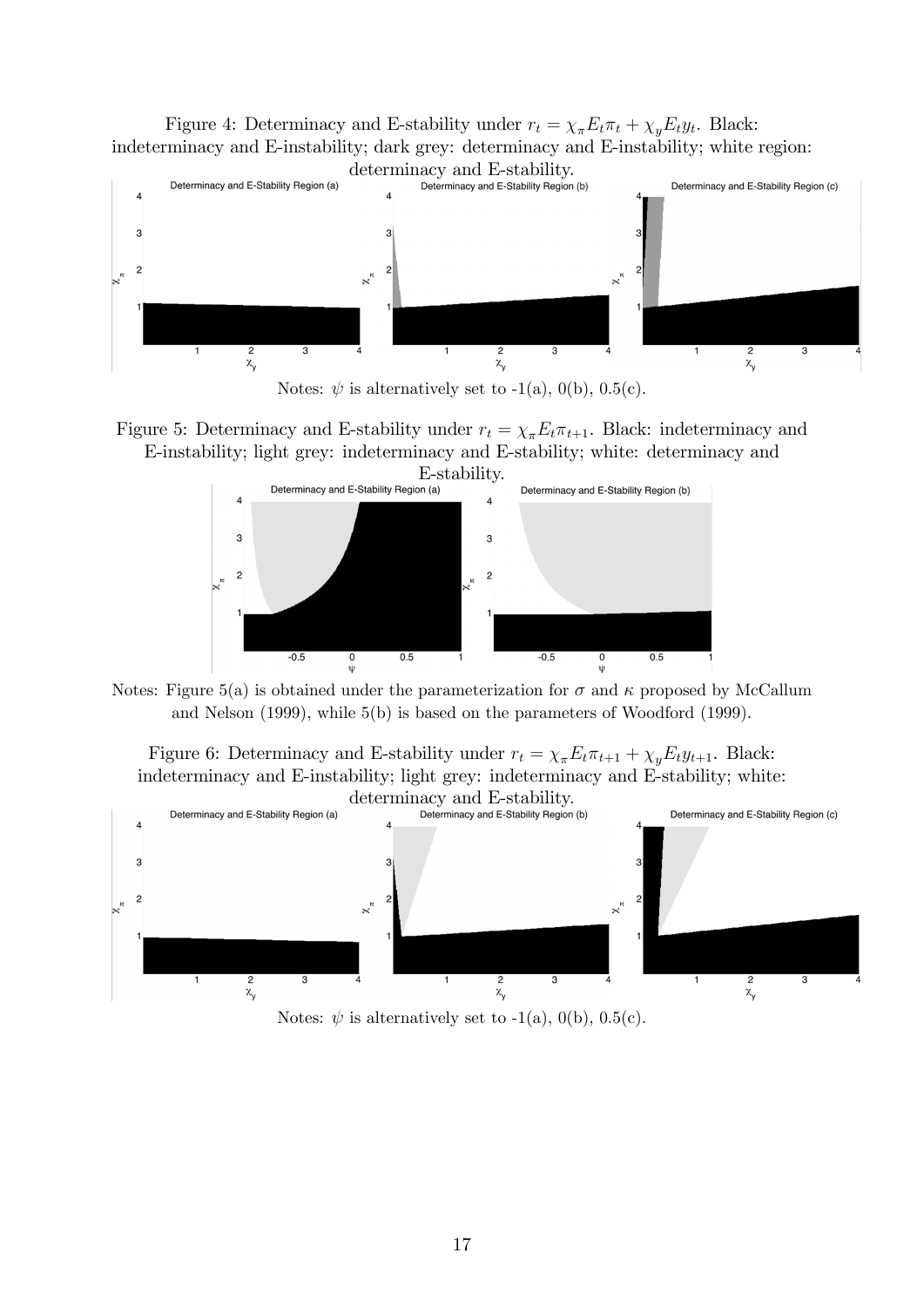Figure 4: Determinacy and E-stability under $r_t = \chi_\pi E_t \pi_t + \chi_y E_t y_t$. Black: indeterminacy and E-instability; dark grey: determinacy and E-instability; white region: determinacy and E-stability.

Notes: $\psi$ is alternatively set to -1(a), 0(b), 0.5(c).

Figure 5: Determinacy and E-stability under $r_t = \chi_\pi E_t \pi_{t+1}$. Black: indeterminacy and E-instability; light grey: indeterminacy and E-stability; white: determinacy and E-stability.

Notes: Figure 5(a) is obtained under the parameterization for $\sigma$ and $\kappa$ proposed by McCallum and Nelson (1999), while 5(b) is based on the parameters of Woodford (1999).

Figure 6: Determinacy and E-stability under $r_t = \chi_\pi E_t \pi_{t+1} + \chi_y E_t y_{t+1}$. Black: indeterminacy and E-instability; light grey: indeterminacy and E-stability; white: determinacy and E-stability.

Notes: $\psi$ is alternatively set to -1(a), 0(b), 0.5(c).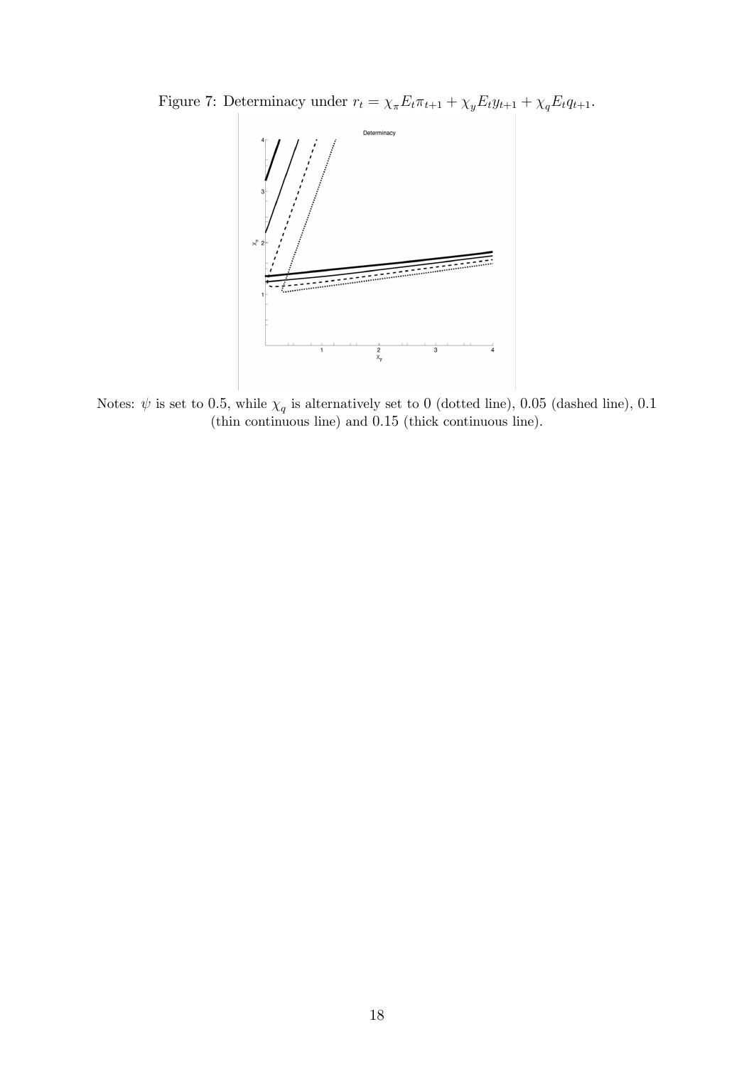Figure 7: Determinacy under $r_t = \chi_\pi E_t \pi_{t+1} + \chi_y E_t y_{t+1} + \chi_q E_t q_{t+1}$.

Notes: $\psi$ is set to 0.5, while $\chi_q$ is alternatively set to 0 (dotted line), 0.05 (dashed line), 0.1 (thin continuous line) and 0.15 (thick continuous line).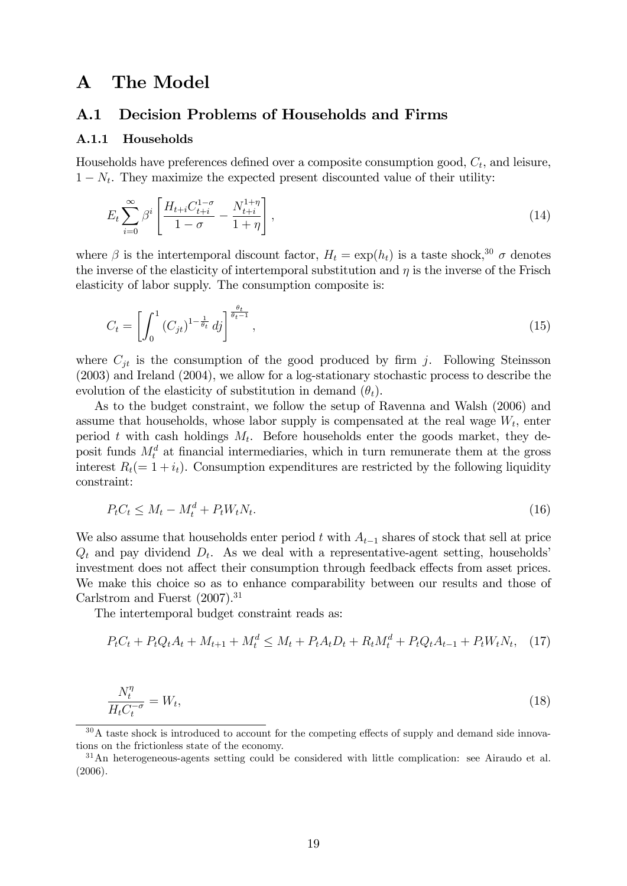# A The Model

## A.1 Decision Problems of Households and Firms

### A.1.1 Households

Households have preferences defined over a composite consumption good, $C_t$, and leisure, $1 - N_t$. They maximize the expected present discounted value of their utility:

$$E_t \sum_{i=0}^{\infty} \beta^i \left[ \frac{H_{t+i} C_{t+i}^{1-\sigma}}{1-\sigma} - \frac{N_{t+i}^{1+\eta}}{1+\eta} \right], \tag{14}$$

where $\beta$ is the intertemporal discount factor, $H_t = \exp(h_t)$ is a taste shock,[30] $\sigma$ denotes the inverse of the elasticity of intertemporal substitution and $\eta$ is the inverse of the Frisch elasticity of labor supply. The consumption composite is:

$$C_t = \left[ \int_0^1 (C_{jt})^{1-\frac{1}{\theta_t}} dj \right]^{\frac{\theta_t}{\theta_t - 1}}, \tag{15}$$

where $C_{jt}$ is the consumption of the good produced by firm $j$. Following Steinsson (2003) and Ireland (2004), we allow for a log-stationary stochastic process to describe the evolution of the elasticity of substitution in demand ($\theta_t$).

As to the budget constraint, we follow the setup of Ravenna and Walsh (2006) and assume that households, whose labor supply is compensated at the real wage $W_t$, enter period $t$ with cash holdings $M_t$. Before households enter the goods market, they deposit funds $M_t^d$ at financial intermediaries, which in turn remunerate them at the gross interest $R_t (= 1 + i_t)$. Consumption expenditures are restricted by the following liquidity constraint:

$$P_t C_t \leq M_t - M_t^d + P_t W_t N_t. \tag{16}$$

We also assume that households enter period $t$ with $A_{t-1}$ shares of stock that sell at price $Q_t$ and pay dividend $D_t$. As we deal with a representative-agent setting, households' investment does not affect their consumption through feedback effects from asset prices. We make this choice so as to enhance comparability between our results and those of Carlstrom and Fuerst (2007).[31]

The intertemporal budget constraint reads as:

$$P_t C_t + P_t Q_t A_t + M_{t+1} + M_t^d \leq M_t + P_t A_t D_t + R_t M_t^d + P_t Q_t A_{t-1} + P_t W_t N_t, \tag{17}$$

$$\frac{N_t^{\eta}}{H_t C_t^{-\sigma}} = W_t, \tag{18}$$

[30] A taste shock is introduced to account for the competing effects of supply and demand side innovations on the frictionless state of the economy.

[31] An heterogeneous-agents setting could be considered with little complication: see Airaudo et al. (2006).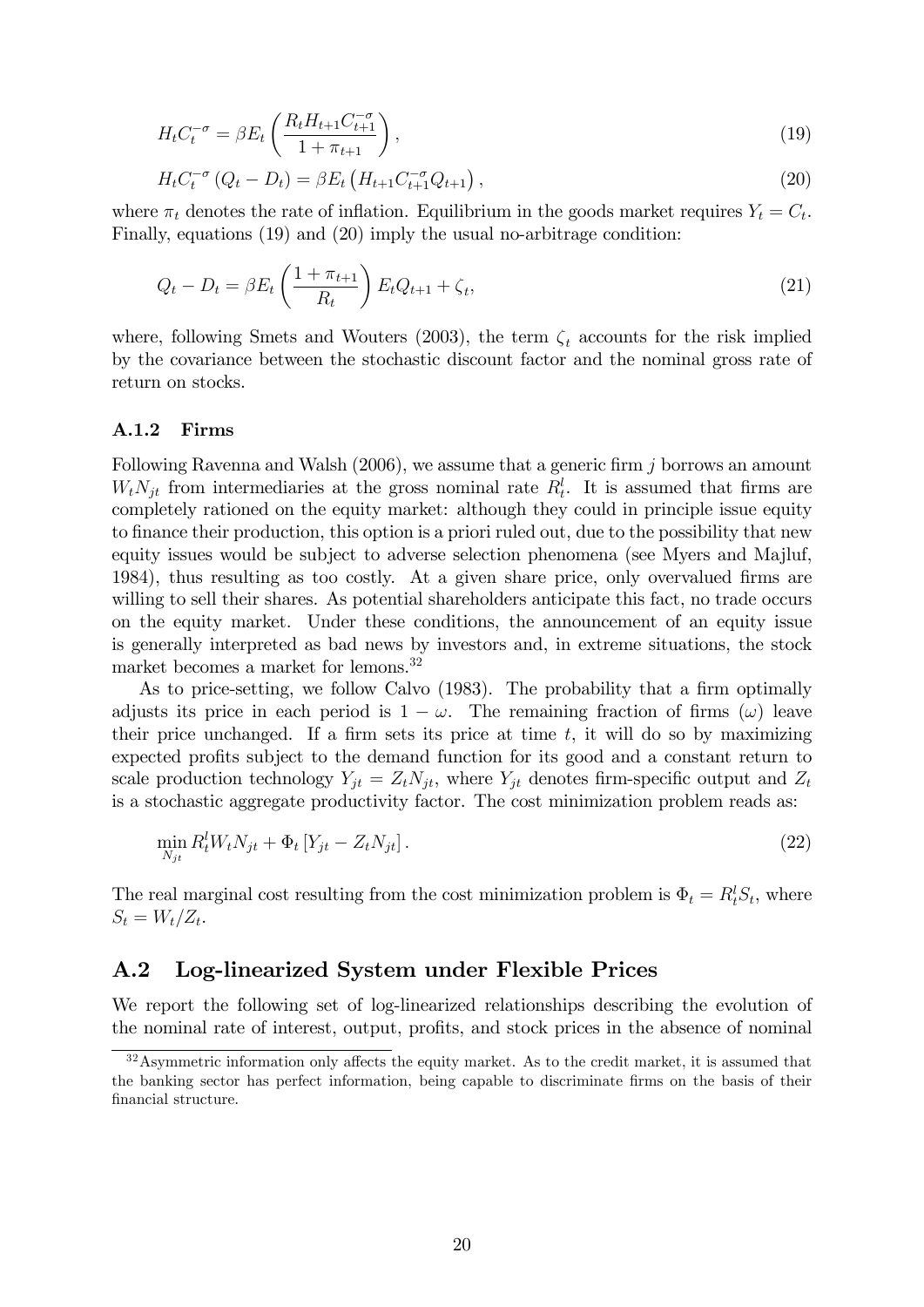$$H_t C_t^{-\sigma} = \beta E_t \left( \frac{R_t H_{t+1} C_{t+1}^{-\sigma}}{1 + \pi_{t+1}} \right), \tag{19}$$

$$H_t C_t^{-\sigma} (Q_t - D_t) = \beta E_t \left( H_{t+1} C_{t+1}^{-\sigma} Q_{t+1} \right), \tag{20}$$

where $\pi_t$ denotes the rate of inflation. Equilibrium in the goods market requires $Y_t = C_t$. Finally, equations (19) and (20) imply the usual no-arbitrage condition:

$$Q_t - D_t = \beta E_t \left( \frac{1 + \pi_{t+1}}{R_t} \right) E_t Q_{t+1} + \zeta_t, \tag{21}$$

where, following Smets and Wouters (2003), the term $\zeta_t$ accounts for the risk implied by the covariance between the stochastic discount factor and the nominal gross rate of return on stocks.

### A.1.2 Firms

Following Ravenna and Walsh (2006), we assume that a generic firm $j$ borrows an amount $W_t N_{jt}$ from intermediaries at the gross nominal rate $R_t^l$. It is assumed that firms are completely rationed on the equity market: although they could in principle issue equity to finance their production, this option is a priori ruled out, due to the possibility that new equity issues would be subject to adverse selection phenomena (see Myers and Majluf, 1984), thus resulting as too costly. At a given share price, only overvalued firms are willing to sell their shares. As potential shareholders anticipate this fact, no trade occurs on the equity market. Under these conditions, the announcement of an equity issue is generally interpreted as bad news by investors and, in extreme situations, the stock market becomes a market for lemons.[32]

As to price-setting, we follow Calvo (1983). The probability that a firm optimally adjusts its price in each period is $1 - \omega$. The remaining fraction of firms ($\omega$) leave their price unchanged. If a firm sets its price at time $t$, it will do so by maximizing expected profits subject to the demand function for its good and a constant return to scale production technology $Y_{jt} = Z_t N_{jt}$, where $Y_{jt}$ denotes firm-specific output and $Z_t$ is a stochastic aggregate productivity factor. The cost minimization problem reads as:

$$\min_{N_{jt}} R_t^l W_t N_{jt} + \Phi_t \left[ Y_{jt} - Z_t N_{jt} \right]. \tag{22}$$

The real marginal cost resulting from the cost minimization problem is $\Phi_t = R_t^l S_t$, where $S_t = W_t / Z_t$.

## A.2 Log-linearized System under Flexible Prices

We report the following set of log-linearized relationships describing the evolution of the nominal rate of interest, output, profits, and stock prices in the absence of nominal

[32] Asymmetric information only affects the equity market. As to the credit market, it is assumed that the banking sector has perfect information, being capable to discriminate firms on the basis of their financial structure.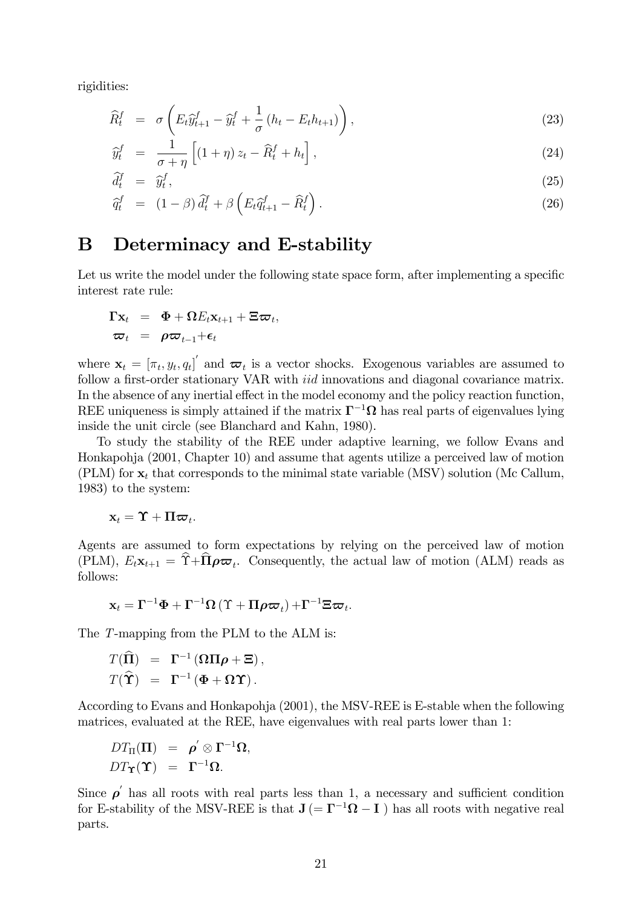rigidities:

$$\widehat{R}_t^f = \sigma\left(E_t\widehat{y}_{t+1}^f - \widehat{y}_t^f + \frac{1}{\sigma}\left(h_t - E_t h_{t+1}\right)\right), \tag{23}$$

$$\widehat{y}_t^f = \frac{1}{\sigma+\eta}\left[(1+\eta)\,z_t - \widehat{R}_t^f + h_t\right], \tag{24}$$

$$\widehat{d}_t^f = \widehat{y}_t^f, \tag{25}$$

$$\widehat{q}_t^f = (1-\beta)\,\widehat{d}_t^f + \beta\left(E_t\widehat{q}_{t+1}^f - \widehat{R}_t^f\right). \tag{26}$$

# B Determinacy and E-stability

Let us write the model under the following state space form, after implementing a specific interest rate rule:

$$\begin{aligned}
\mathbf{\Gamma x}_t &= \mathbf{\Phi} + \mathbf{\Omega} E_t \mathbf{x}_{t+1} + \mathbf{\Xi}\boldsymbol{\varpi}_t, \\
\boldsymbol{\varpi}_t &= \boldsymbol{\rho}\boldsymbol{\varpi}_{t-1} + \boldsymbol{\epsilon}_t
\end{aligned}$$

where $\mathbf{x}_t = [\pi_t, y_t, q_t]'$ and $\boldsymbol{\varpi}_t$ is a vector shocks. Exogenous variables are assumed to follow a first-order stationary VAR with *iid* innovations and diagonal covariance matrix. In the absence of any inertial effect in the model economy and the policy reaction function, REE uniqueness is simply attained if the matrix $\mathbf{\Gamma}^{-1}\mathbf{\Omega}$ has real parts of eigenvalues lying inside the unit circle (see Blanchard and Kahn, 1980).

To study the stability of the REE under adaptive learning, we follow Evans and Honkapohja (2001, Chapter 10) and assume that agents utilize a perceived law of motion (PLM) for $\mathbf{x}_t$ that corresponds to the minimal state variable (MSV) solution (Mc Callum, 1983) to the system:

$$\mathbf{x}_t = \mathbf{\Upsilon} + \mathbf{\Pi}\boldsymbol{\varpi}_t.$$

Agents are assumed to form expectations by relying on the perceived law of motion (PLM), $E_t\mathbf{x}_{t+1} = \widehat{\Upsilon} + \widehat{\mathbf{\Pi}}\boldsymbol{\rho}\boldsymbol{\varpi}_t$. Consequently, the actual law of motion (ALM) reads as follows:

$$\mathbf{x}_t = \mathbf{\Gamma}^{-1}\mathbf{\Phi} + \mathbf{\Gamma}^{-1}\mathbf{\Omega}\left(\Upsilon + \mathbf{\Pi}\boldsymbol{\rho}\boldsymbol{\varpi}_t\right) + \mathbf{\Gamma}^{-1}\mathbf{\Xi}\boldsymbol{\varpi}_t.$$

The $T$-mapping from the PLM to the ALM is:

$$\begin{aligned}
T(\widehat{\mathbf{\Pi}}) &= \mathbf{\Gamma}^{-1}\left(\mathbf{\Omega\Pi}\boldsymbol{\rho} + \mathbf{\Xi}\right), \\
T(\widehat{\mathbf{\Upsilon}}) &= \mathbf{\Gamma}^{-1}\left(\mathbf{\Phi} + \mathbf{\Omega\Upsilon}\right).
\end{aligned}$$

According to Evans and Honkapohja (2001), the MSV-REE is E-stable when the following matrices, evaluated at the REE, have eigenvalues with real parts lower than 1:

$$\begin{aligned}
DT_{\Pi}(\mathbf{\Pi}) &= \boldsymbol{\rho}' \otimes \mathbf{\Gamma}^{-1}\mathbf{\Omega}, \\
DT_{\mathbf{\Upsilon}}(\mathbf{\Upsilon}) &= \mathbf{\Gamma}^{-1}\mathbf{\Omega}.
\end{aligned}$$

Since $\boldsymbol{\rho}'$ has all roots with real parts less than 1, a necessary and sufficient condition for E-stability of the MSV-REE is that $\mathbf{J}\,(= \mathbf{\Gamma}^{-1}\mathbf{\Omega} - \mathbf{I}\,)$ has all roots with negative real parts.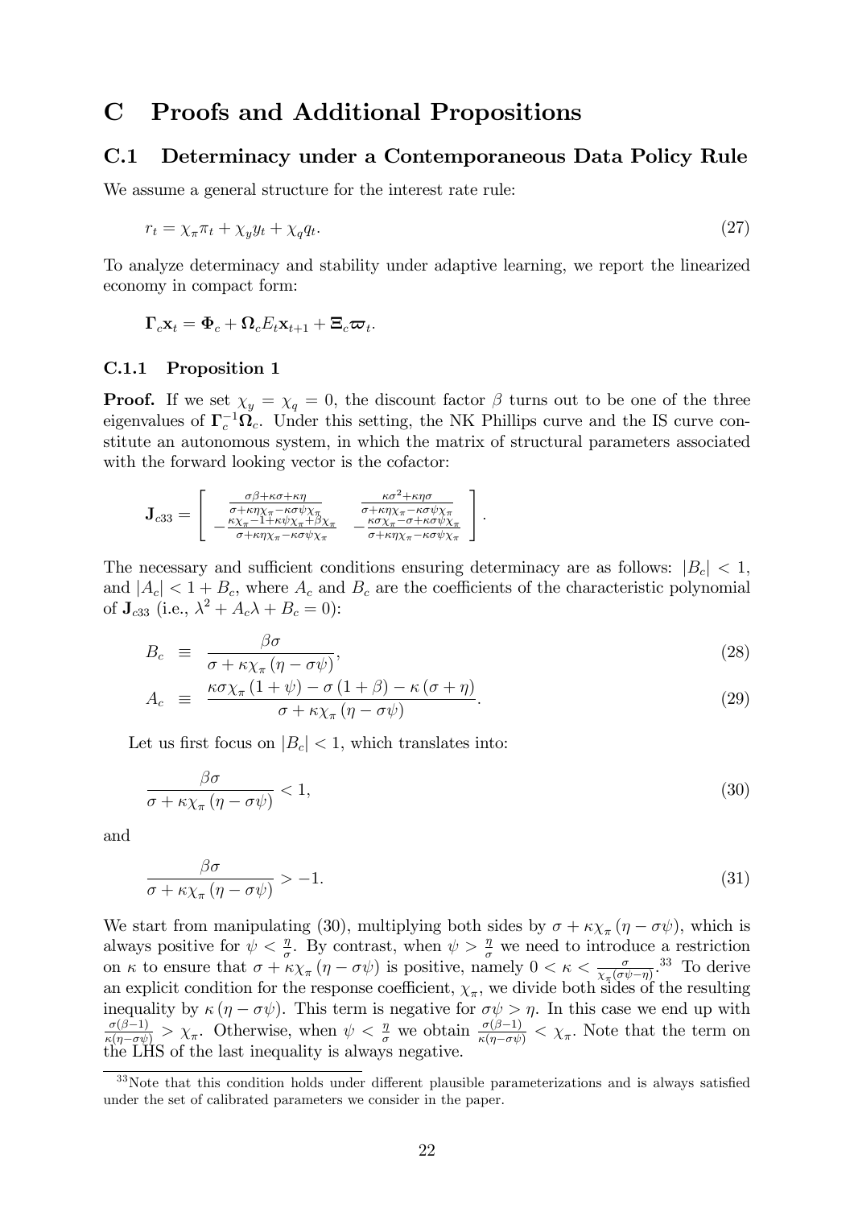# C Proofs and Additional Propositions

## C.1 Determinacy under a Contemporaneous Data Policy Rule

We assume a general structure for the interest rate rule:

$$r_t = \chi_\pi \pi_t + \chi_y y_t + \chi_q q_t. \tag{27}$$

To analyze determinacy and stability under adaptive learning, we report the linearized economy in compact form:

$$\mathbf{\Gamma}_c \mathbf{x}_t = \mathbf{\Phi}_c + \mathbf{\Omega}_c E_t \mathbf{x}_{t+1} + \mathbf{\Xi}_c \boldsymbol{\varpi}_t.$$

### C.1.1 Proposition 1

**Proof.** If we set $\chi_y = \chi_q = 0$, the discount factor $\beta$ turns out to be one of the three eigenvalues of $\mathbf{\Gamma}_c^{-1}\mathbf{\Omega}_c$. Under this setting, the NK Phillips curve and the IS curve constitute an autonomous system, in which the matrix of structural parameters associated with the forward looking vector is the cofactor:

$$\mathbf{J}_{c33} = \begin{bmatrix} \frac{\sigma\beta+\kappa\sigma+\kappa\eta}{\sigma+\kappa\eta\chi_\pi-\kappa\sigma\psi\chi_\pi} & \frac{\kappa\sigma^2+\kappa\eta\sigma}{\sigma+\kappa\eta\chi_\pi-\kappa\sigma\psi\chi_\pi} \\ -\frac{\kappa\chi_\pi-1+\kappa\psi\chi_\pi+\beta\chi_\pi}{\sigma+\kappa\eta\chi_\pi-\kappa\sigma\psi\chi_\pi} & -\frac{\kappa\sigma\chi_\pi-\sigma+\kappa\sigma\psi\chi_\pi}{\sigma+\kappa\eta\chi_\pi-\kappa\sigma\psi\chi_\pi} \end{bmatrix}.$$

The necessary and sufficient conditions ensuring determinacy are as follows: $|B_c| < 1$, and $|A_c| < 1 + B_c$, where $A_c$ and $B_c$ are the coefficients of the characteristic polynomial of $\mathbf{J}_{c33}$ (i.e., $\lambda^2 + A_c\lambda + B_c = 0$):

$$B_c \equiv \frac{\beta\sigma}{\sigma + \kappa\chi_\pi(\eta - \sigma\psi)}, \tag{28}$$

$$A_c \equiv \frac{\kappa\sigma\chi_\pi(1+\psi) - \sigma(1+\beta) - \kappa(\sigma+\eta)}{\sigma + \kappa\chi_\pi(\eta - \sigma\psi)}. \tag{29}$$

Let us first focus on $|B_c| < 1$, which translates into:

$$\frac{\beta\sigma}{\sigma + \kappa\chi_\pi(\eta - \sigma\psi)} < 1, \tag{30}$$

and

$$\frac{\beta\sigma}{\sigma + \kappa\chi_\pi(\eta - \sigma\psi)} > -1. \tag{31}$$

We start from manipulating (30), multiplying both sides by $\sigma + \kappa\chi_\pi(\eta - \sigma\psi)$, which is always positive for $\psi < \frac{\eta}{\sigma}$. By contrast, when $\psi > \frac{\eta}{\sigma}$ we need to introduce a restriction on $\kappa$ to ensure that $\sigma + \kappa\chi_\pi(\eta - \sigma\psi)$ is positive, namely $0 < \kappa < \frac{\sigma}{\chi_\pi(\sigma\psi - \eta)}$.[33] To derive an explicit condition for the response coefficient, $\chi_\pi$, we divide both sides of the resulting inequality by $\kappa(\eta - \sigma\psi)$. This term is negative for $\sigma\psi > \eta$. In this case we end up with $\frac{\sigma(\beta-1)}{\kappa(\eta-\sigma\psi)} > \chi_\pi$. Otherwise, when $\psi < \frac{\eta}{\sigma}$ we obtain $\frac{\sigma(\beta-1)}{\kappa(\eta-\sigma\psi)} < \chi_\pi$. Note that the term on the LHS of the last inequality is always negative.

[33] Note that this condition holds under different plausible parameterizations and is always satisfied under the set of calibrated parameters we consider in the paper.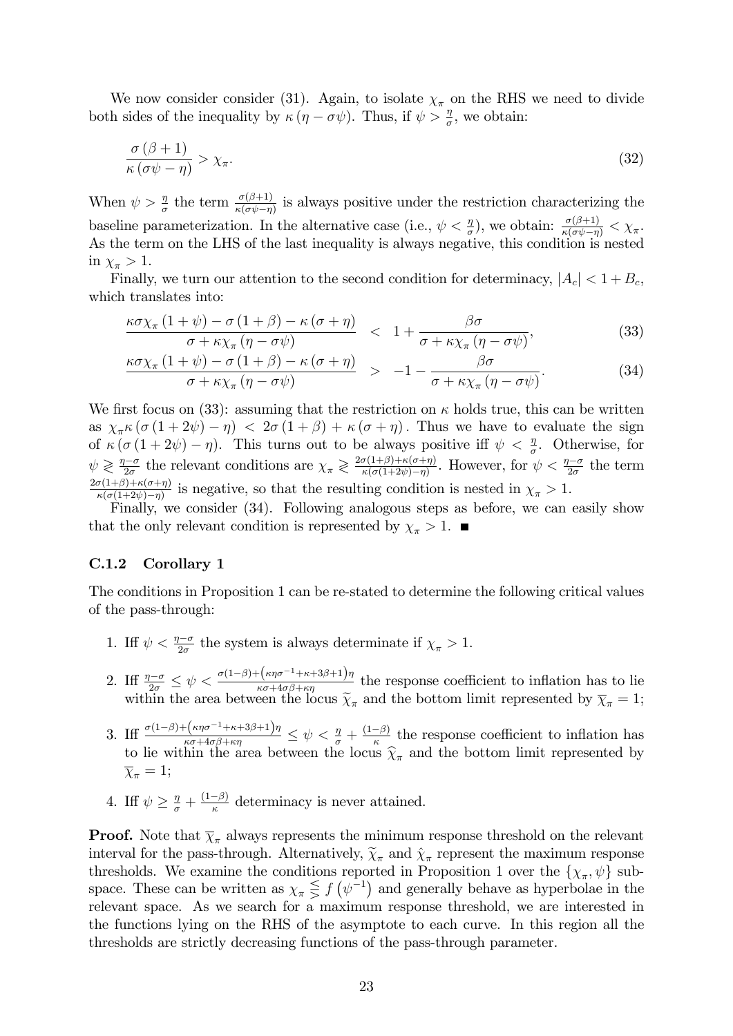We now consider consider (31). Again, to isolate $\chi_\pi$ on the RHS we need to divide both sides of the inequality by $\kappa(\eta - \sigma\psi)$. Thus, if $\psi > \frac{\eta}{\sigma}$, we obtain:

$$\frac{\sigma(\beta+1)}{\kappa(\sigma\psi - \eta)} > \chi_\pi. \tag{32}$$

When $\psi > \frac{\eta}{\sigma}$ the term $\frac{\sigma(\beta+1)}{\kappa(\sigma\psi-\eta)}$ is always positive under the restriction characterizing the baseline parameterization. In the alternative case (i.e., $\psi < \frac{\eta}{\sigma}$), we obtain: $\frac{\sigma(\beta+1)}{\kappa(\sigma\psi-\eta)} < \chi_\pi$. As the term on the LHS of the last inequality is always negative, this condition is nested in $\chi_\pi > 1$.

Finally, we turn our attention to the second condition for determinacy, $|A_c| < 1 + B_c$, which translates into:

$$\frac{\kappa\sigma\chi_\pi(1+\psi) - \sigma(1+\beta) - \kappa(\sigma+\eta)}{\sigma + \kappa\chi_\pi(\eta - \sigma\psi)} < 1 + \frac{\beta\sigma}{\sigma + \kappa\chi_\pi(\eta - \sigma\psi)}, \tag{33}$$

$$\frac{\kappa\sigma\chi_\pi(1+\psi) - \sigma(1+\beta) - \kappa(\sigma+\eta)}{\sigma + \kappa\chi_\pi(\eta - \sigma\psi)} > -1 - \frac{\beta\sigma}{\sigma + \kappa\chi_\pi(\eta - \sigma\psi)}. \tag{34}$$

We first focus on (33): assuming that the restriction on $\kappa$ holds true, this can be written as $\chi_\pi\kappa(\sigma(1+2\psi) - \eta) < 2\sigma(1+\beta) + \kappa(\sigma+\eta)$. Thus we have to evaluate the sign of $\kappa(\sigma(1+2\psi) - \eta)$. This turns out to be always positive iff $\psi < \frac{\eta}{\sigma}$. Otherwise, for $\psi \gtrless \frac{\eta-\sigma}{2\sigma}$ the relevant conditions are $\chi_\pi \gtrless \frac{2\sigma(1+\beta)+\kappa(\sigma+\eta)}{\kappa(\sigma(1+2\psi)-\eta)}$. However, for $\psi < \frac{\eta-\sigma}{2\sigma}$ the term $\frac{2\sigma(1+\beta)+\kappa(\sigma+\eta)}{\kappa(\sigma(1+2\psi)-\eta)}$ is negative, so that the resulting condition is nested in $\chi_\pi > 1$.

Finally, we consider (34). Following analogous steps as before, we can easily show that the only relevant condition is represented by $\chi_\pi > 1$. ■

### C.1.2 Corollary 1

The conditions in Proposition 1 can be re-stated to determine the following critical values of the pass-through:

1. Iff $\psi < \frac{\eta-\sigma}{2\sigma}$ the system is always determinate if $\chi_\pi > 1$.
2. Iff $\frac{\eta-\sigma}{2\sigma} \leq \psi < \frac{\sigma(1-\beta)+\left(\kappa\eta\sigma^{-1}+\kappa+3\beta+1\right)\eta}{\kappa\sigma+4\sigma\beta+\kappa\eta}$ the response coefficient to inflation has to lie within the area between the locus $\widetilde{\chi}_\pi$ and the bottom limit represented by $\overline{\chi}_\pi = 1$;
3. Iff $\frac{\sigma(1-\beta)+\left(\kappa\eta\sigma^{-1}+\kappa+3\beta+1\right)\eta}{\kappa\sigma+4\sigma\beta+\kappa\eta} \leq \psi < \frac{\eta}{\sigma} + \frac{(1-\beta)}{\kappa}$ the response coefficient to inflation has to lie within the area between the locus $\widehat{\chi}_\pi$ and the bottom limit represented by $\overline{\chi}_\pi = 1$;
4. Iff $\psi \geq \frac{\eta}{\sigma} + \frac{(1-\beta)}{\kappa}$ determinacy is never attained.

**Proof.** Note that $\overline{\chi}_\pi$ always represents the minimum response threshold on the relevant interval for the pass-through. Alternatively, $\widetilde{\chi}_\pi$ and $\hat{\chi}_\pi$ represent the maximum response thresholds. We examine the conditions reported in Proposition 1 over the $\{\chi_\pi, \psi\}$ subspace. These can be written as $\chi_\pi \lesseqgtr f(\psi^{-1})$ and generally behave as hyperbolae in the relevant space. As we search for a maximum response threshold, we are interested in the functions lying on the RHS of the asymptote to each curve. In this region all the thresholds are strictly decreasing functions of the pass-through parameter.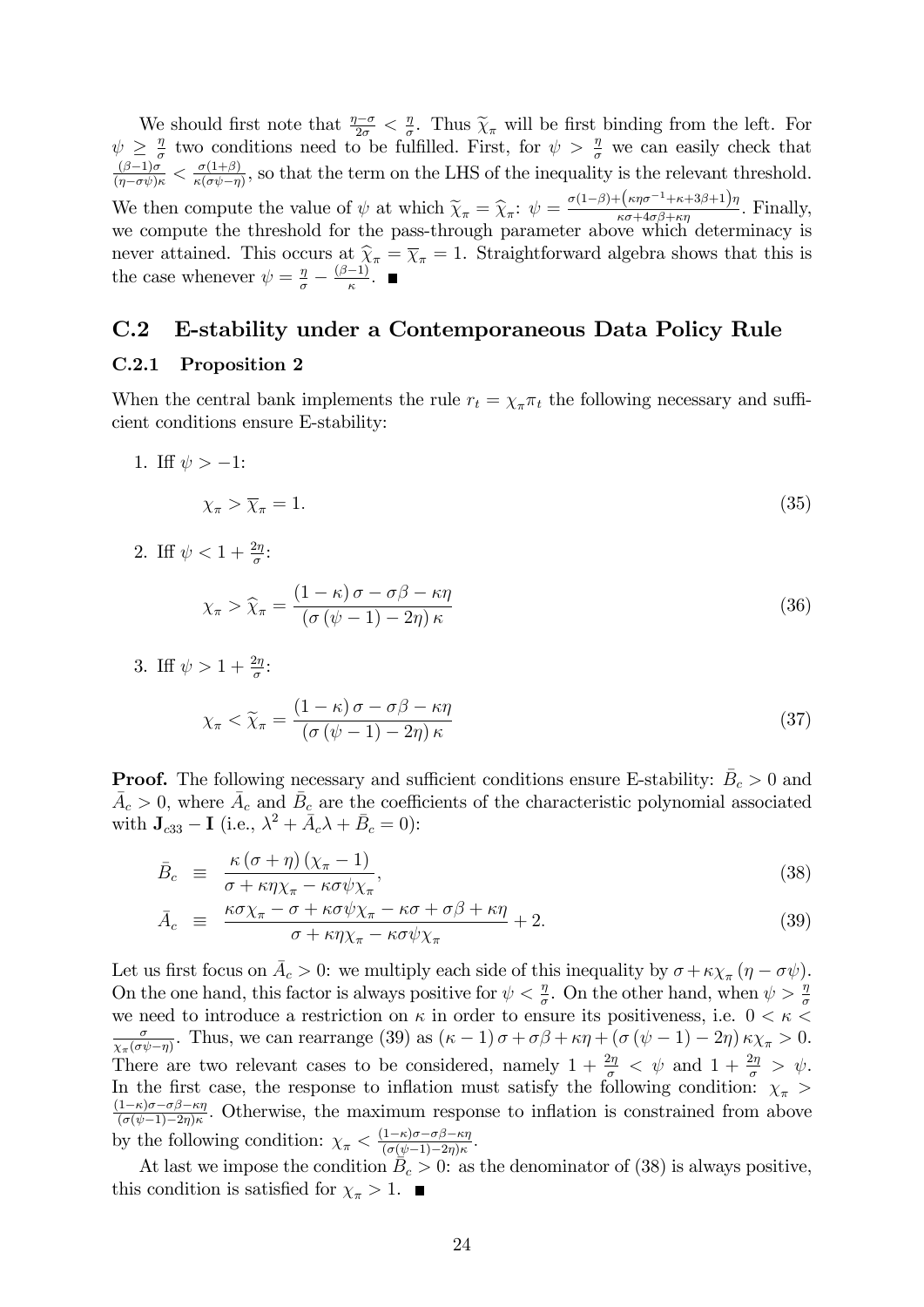We should first note that $\frac{\eta-\sigma}{2\sigma} < \frac{\eta}{\sigma}$. Thus $\widetilde{\chi}_\pi$ will be first binding from the left. For $\psi \geq \frac{\eta}{\sigma}$ two conditions need to be fulfilled. First, for $\psi > \frac{\eta}{\sigma}$ we can easily check that $\frac{(\beta-1)\sigma}{(\eta-\sigma\psi)\kappa} < \frac{\sigma(1+\beta)}{\kappa(\sigma\psi-\eta)}$, so that the term on the LHS of the inequality is the relevant threshold. We then compute the value of $\psi$ at which $\widetilde{\chi}_\pi = \widehat{\chi}_\pi$: $\psi = \frac{\sigma(1-\beta)+\left(\kappa\eta\sigma^{-1}+\kappa+3\beta+1\right)\eta}{\kappa\sigma+4\sigma\beta+\kappa\eta}$. Finally, we compute the threshold for the pass-through parameter above which determinacy is never attained. This occurs at $\widehat{\chi}_\pi = \overline{\chi}_\pi = 1$. Straightforward algebra shows that this is the case whenever $\psi = \frac{\eta}{\sigma} - \frac{(\beta-1)}{\kappa}$. ■

## C.2 E-stability under a Contemporaneous Data Policy Rule

### C.2.1 Proposition 2

When the central bank implements the rule $r_t = \chi_\pi \pi_t$ the following necessary and sufficient conditions ensure E-stability:

1. Iff $\psi > -1$:

$$\chi_\pi > \overline{\chi}_\pi = 1. \tag{35}$$

2. Iff $\psi < 1 + \frac{2\eta}{\sigma}$:

$$\chi_\pi > \widehat{\chi}_\pi = \frac{(1-\kappa)\sigma - \sigma\beta - \kappa\eta}{(\sigma(\psi-1)-2\eta)\kappa} \tag{36}$$

3. Iff $\psi > 1 + \frac{2\eta}{\sigma}$:

$$\chi_\pi < \widetilde{\chi}_\pi = \frac{(1-\kappa)\sigma - \sigma\beta - \kappa\eta}{(\sigma(\psi-1)-2\eta)\kappa} \tag{37}$$

**Proof.** The following necessary and sufficient conditions ensure E-stability: $\bar{B}_c > 0$ and $\bar{A}_c > 0$, where $\bar{A}_c$ and $\bar{B}_c$ are the coefficients of the characteristic polynomial associated with $\mathbf{J}_{c33} - \mathbf{I}$ (i.e., $\lambda^2 + \bar{A}_c\lambda + \bar{B}_c = 0$):

$$\bar{B}_c \equiv \frac{\kappa(\sigma+\eta)(\chi_\pi - 1)}{\sigma + \kappa\eta\chi_\pi - \kappa\sigma\psi\chi_\pi}, \tag{38}$$

$$\bar{A}_c \equiv \frac{\kappa\sigma\chi_\pi - \sigma + \kappa\sigma\psi\chi_\pi - \kappa\sigma + \sigma\beta + \kappa\eta}{\sigma + \kappa\eta\chi_\pi - \kappa\sigma\psi\chi_\pi} + 2. \tag{39}$$

Let us first focus on $\bar{A}_c > 0$: we multiply each side of this inequality by $\sigma + \kappa\chi_\pi(\eta - \sigma\psi)$. On the one hand, this factor is always positive for $\psi < \frac{\eta}{\sigma}$. On the other hand, when $\psi > \frac{\eta}{\sigma}$ we need to introduce a restriction on $\kappa$ in order to ensure its positiveness, i.e. $0 < \kappa < \frac{\sigma}{\chi_\pi(\sigma\psi-\eta)}$. Thus, we can rearrange (39) as $(\kappa-1)\sigma + \sigma\beta + \kappa\eta + (\sigma(\psi-1)-2\eta)\kappa\chi_\pi > 0$. There are two relevant cases to be considered, namely $1 + \frac{2\eta}{\sigma} < \psi$ and $1 + \frac{2\eta}{\sigma} > \psi$. In the first case, the response to inflation must satisfy the following condition: $\chi_\pi > \frac{(1-\kappa)\sigma-\sigma\beta-\kappa\eta}{(\sigma(\psi-1)-2\eta)\kappa}$. Otherwise, the maximum response to inflation is constrained from above by the following condition: $\chi_\pi < \frac{(1-\kappa)\sigma-\sigma\beta-\kappa\eta}{(\sigma(\psi-1)-2\eta)\kappa}$.

At last we impose the condition $\bar{B}_c > 0$: as the denominator of (38) is always positive, this condition is satisfied for $\chi_\pi > 1$. ■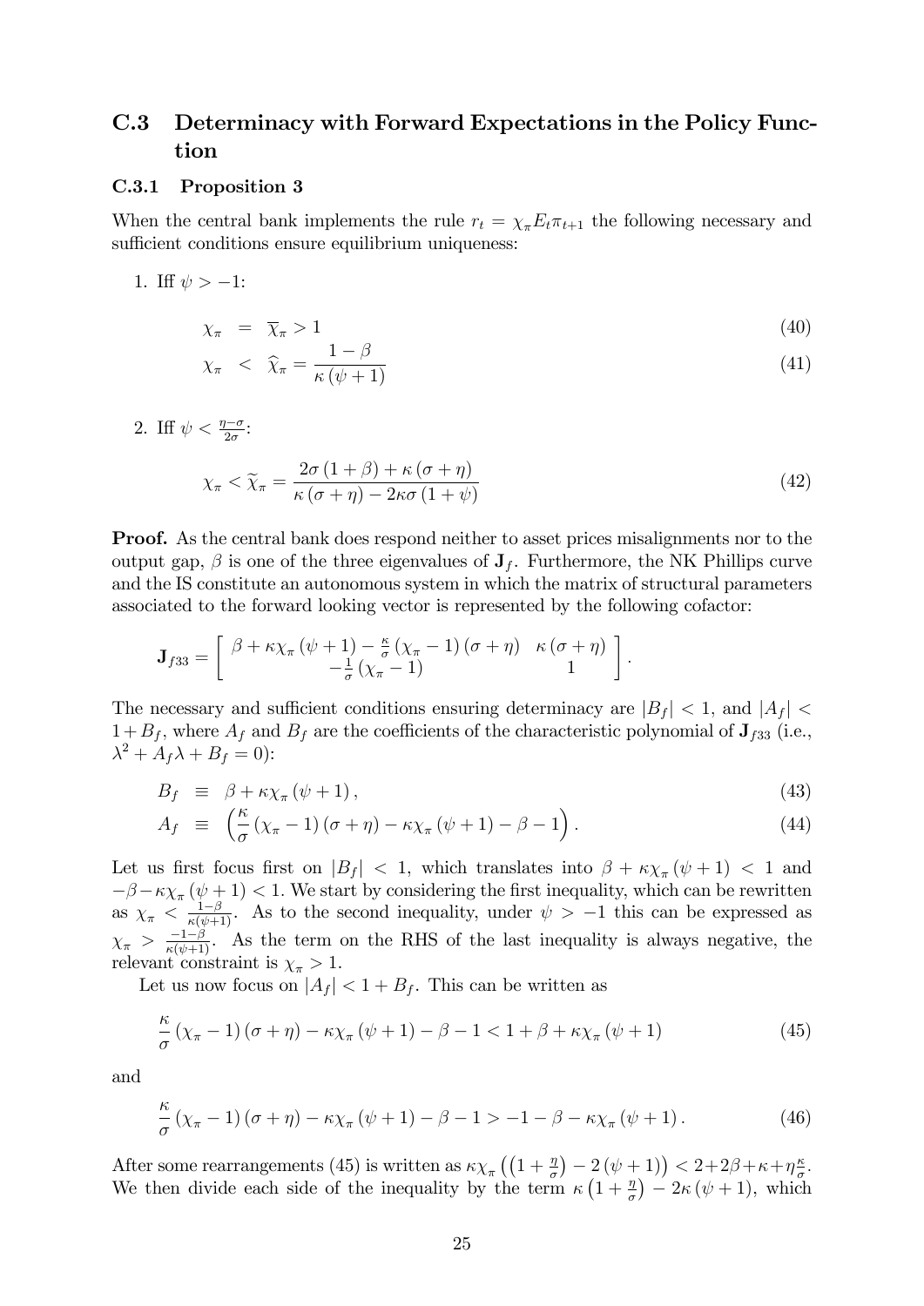## C.3 Determinacy with Forward Expectations in the Policy Function

### C.3.1 Proposition 3

When the central bank implements the rule $r_t = \chi_\pi E_t \pi_{t+1}$ the following necessary and sufficient conditions ensure equilibrium uniqueness:

1. Iff $\psi > -1$:

$$\chi_\pi = \overline{\chi}_\pi > 1 \tag{40}$$

$$\chi_\pi < \widehat{\chi}_\pi = \frac{1-\beta}{\kappa(\psi+1)} \tag{41}$$

2. Iff $\psi < \frac{\eta - \sigma}{2\sigma}$:

$$\chi_\pi < \widetilde{\chi}_\pi = \frac{2\sigma(1+\beta) + \kappa(\sigma+\eta)}{\kappa(\sigma+\eta) - 2\kappa\sigma(1+\psi)} \tag{42}$$

**Proof.** As the central bank does respond neither to asset prices misalignments nor to the output gap, $\beta$ is one of the three eigenvalues of $\mathbf{J}_f$. Furthermore, the NK Phillips curve and the IS constitute an autonomous system in which the matrix of structural parameters associated to the forward looking vector is represented by the following cofactor:

$$\mathbf{J}_{f33} = \begin{bmatrix} \beta + \kappa\chi_\pi(\psi+1) - \frac{\kappa}{\sigma}(\chi_\pi - 1)(\sigma+\eta) & \kappa(\sigma+\eta) \\ -\frac{1}{\sigma}(\chi_\pi - 1) & 1 \end{bmatrix}.$$

The necessary and sufficient conditions ensuring determinacy are $|B_f| < 1$, and $|A_f| < 1 + B_f$, where $A_f$ and $B_f$ are the coefficients of the characteristic polynomial of $\mathbf{J}_{f33}$ (i.e., $\lambda^2 + A_f\lambda + B_f = 0$):

$$B_f \equiv \beta + \kappa\chi_\pi(\psi+1), \tag{43}$$

$$A_f \equiv \left(\frac{\kappa}{\sigma}(\chi_\pi - 1)(\sigma+\eta) - \kappa\chi_\pi(\psi+1) - \beta - 1\right). \tag{44}$$

Let us first focus first on $|B_f| < 1$, which translates into $\beta + \kappa\chi_\pi(\psi+1) < 1$ and $-\beta - \kappa\chi_\pi(\psi+1) < 1$. We start by considering the first inequality, which can be rewritten as $\chi_\pi < \frac{1-\beta}{\kappa(\psi+1)}$. As to the second inequality, under $\psi > -1$ this can be expressed as $\chi_\pi > \frac{-1-\beta}{\kappa(\psi+1)}$. As the term on the RHS of the last inequality is always negative, the relevant constraint is $\chi_\pi > 1$.

Let us now focus on $|A_f| < 1 + B_f$. This can be written as

$$\frac{\kappa}{\sigma}(\chi_\pi - 1)(\sigma+\eta) - \kappa\chi_\pi(\psi+1) - \beta - 1 < 1 + \beta + \kappa\chi_\pi(\psi+1) \tag{45}$$

and

$$\frac{\kappa}{\sigma}(\chi_\pi - 1)(\sigma+\eta) - \kappa\chi_\pi(\psi+1) - \beta - 1 > -1 - \beta - \kappa\chi_\pi(\psi+1). \tag{46}$$

After some rearrangements (45) is written as $\kappa\chi_\pi\left(\left(1+\frac{\eta}{\sigma}\right) - 2(\psi+1)\right) < 2 + 2\beta + \kappa + \eta\frac{\kappa}{\sigma}$. We then divide each side of the inequality by the term $\kappa\left(1+\frac{\eta}{\sigma}\right) - 2\kappa(\psi+1)$, which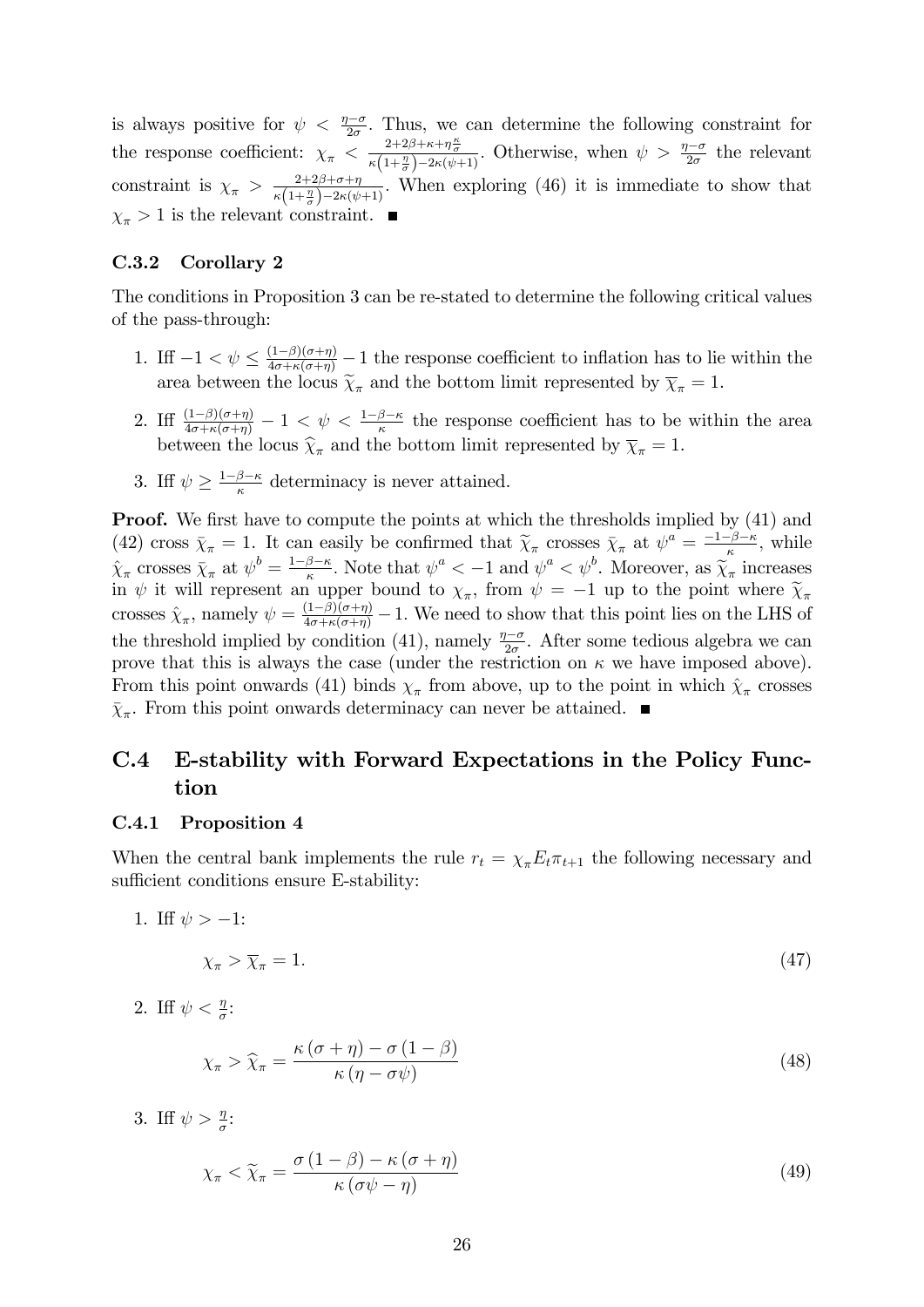is always positive for $\psi < \frac{\eta-\sigma}{2\sigma}$. Thus, we can determine the following constraint for the response coefficient: $\chi_\pi < \frac{2+2\beta+\kappa+\eta\frac{\kappa}{\sigma}}{\kappa\left(1+\frac{\eta}{\sigma}\right)-2\kappa(\psi+1)}$. Otherwise, when $\psi > \frac{\eta-\sigma}{2\sigma}$ the relevant constraint is $\chi_\pi > \frac{2+2\beta+\sigma+\eta}{\kappa\left(1+\frac{\eta}{\sigma}\right)-2\kappa(\psi+1)}$. When exploring (46) it is immediate to show that $\chi_\pi > 1$ is the relevant constraint. ■

### C.3.2 Corollary 2

The conditions in Proposition 3 can be re-stated to determine the following critical values of the pass-through:

1. Iff $-1 < \psi \leq \frac{(1-\beta)(\sigma+\eta)}{4\sigma+\kappa(\sigma+\eta)} - 1$ the response coefficient to inflation has to lie within the area between the locus $\widetilde{\chi}_\pi$ and the bottom limit represented by $\overline{\chi}_\pi = 1$.
2. Iff $\frac{(1-\beta)(\sigma+\eta)}{4\sigma+\kappa(\sigma+\eta)} - 1 < \psi < \frac{1-\beta-\kappa}{\kappa}$ the response coefficient has to be within the area between the locus $\widehat{\chi}_\pi$ and the bottom limit represented by $\overline{\chi}_\pi = 1$.
3. Iff $\psi \geq \frac{1-\beta-\kappa}{\kappa}$ determinacy is never attained.

**Proof.** We first have to compute the points at which the thresholds implied by (41) and (42) cross $\bar{\chi}_\pi = 1$. It can easily be confirmed that $\widetilde{\chi}_\pi$ crosses $\bar{\chi}_\pi$ at $\psi^a = \frac{-1-\beta-\kappa}{\kappa}$, while $\hat{\chi}_\pi$ crosses $\bar{\chi}_\pi$ at $\psi^b = \frac{1-\beta-\kappa}{\kappa}$. Note that $\psi^a < -1$ and $\psi^a < \psi^b$. Moreover, as $\widetilde{\chi}_\pi$ increases in $\psi$ it will represent an upper bound to $\chi_\pi$, from $\psi = -1$ up to the point where $\widetilde{\chi}_\pi$ crosses $\hat{\chi}_\pi$, namely $\psi = \frac{(1-\beta)(\sigma+\eta)}{4\sigma+\kappa(\sigma+\eta)} - 1$. We need to show that this point lies on the LHS of the threshold implied by condition (41), namely $\frac{\eta-\sigma}{2\sigma}$. After some tedious algebra we can prove that this is always the case (under the restriction on $\kappa$ we have imposed above). From this point onwards (41) binds $\chi_\pi$ from above, up to the point in which $\hat{\chi}_\pi$ crosses $\bar{\chi}_\pi$. From this point onwards determinacy can never be attained. ■

## C.4 E-stability with Forward Expectations in the Policy Function

### C.4.1 Proposition 4

When the central bank implements the rule $r_t = \chi_\pi E_t \pi_{t+1}$ the following necessary and sufficient conditions ensure E-stability:

1. Iff $\psi > -1$:
$$\chi_\pi > \overline{\chi}_\pi = 1. \tag{47}$$
2. Iff $\psi < \frac{\eta}{\sigma}$:
$$\chi_\pi > \widehat{\chi}_\pi = \frac{\kappa(\sigma+\eta) - \sigma(1-\beta)}{\kappa(\eta - \sigma\psi)} \tag{48}$$
3. Iff $\psi > \frac{\eta}{\sigma}$:
$$\chi_\pi < \widetilde{\chi}_\pi = \frac{\sigma(1-\beta) - \kappa(\sigma+\eta)}{\kappa(\sigma\psi - \eta)} \tag{49}$$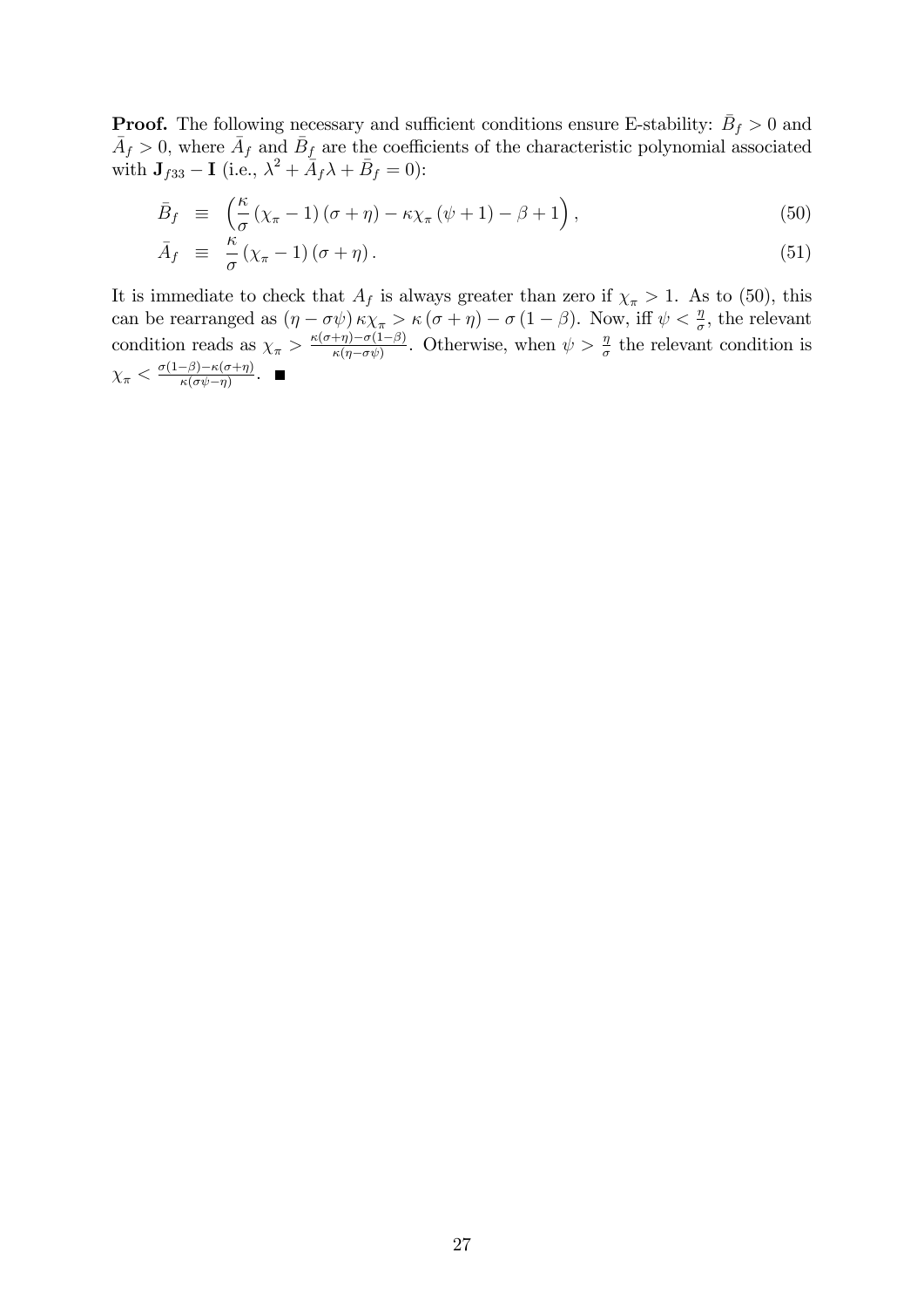**Proof.** The following necessary and sufficient conditions ensure E-stability: $\bar{B}_f > 0$ and $\bar{A}_f > 0$, where $\bar{A}_f$ and $\bar{B}_f$ are the coefficients of the characteristic polynomial associated with $\mathbf{J}_{f33} - \mathbf{I}$ (i.e., $\lambda^2 + \bar{A}_f \lambda + \bar{B}_f = 0$):

$$\bar{B}_f \equiv \left( \frac{\kappa}{\sigma} (\chi_\pi - 1)(\sigma + \eta) - \kappa \chi_\pi (\psi + 1) - \beta + 1 \right), \tag{50}$$

$$\bar{A}_f \equiv \frac{\kappa}{\sigma} (\chi_\pi - 1)(\sigma + \eta). \tag{51}$$

It is immediate to check that $A_f$ is always greater than zero if $\chi_\pi > 1$. As to (50), this can be rearranged as $(\eta - \sigma\psi)\kappa\chi_\pi > \kappa(\sigma + \eta) - \sigma(1 - \beta)$. Now, iff $\psi < \frac{\eta}{\sigma}$, the relevant condition reads as $\chi_\pi > \frac{\kappa(\sigma+\eta) - \sigma(1-\beta)}{\kappa(\eta - \sigma\psi)}$. Otherwise, when $\psi > \frac{\eta}{\sigma}$ the relevant condition is $\chi_\pi < \frac{\sigma(1-\beta) - \kappa(\sigma+\eta)}{\kappa(\sigma\psi - \eta)}$. ■